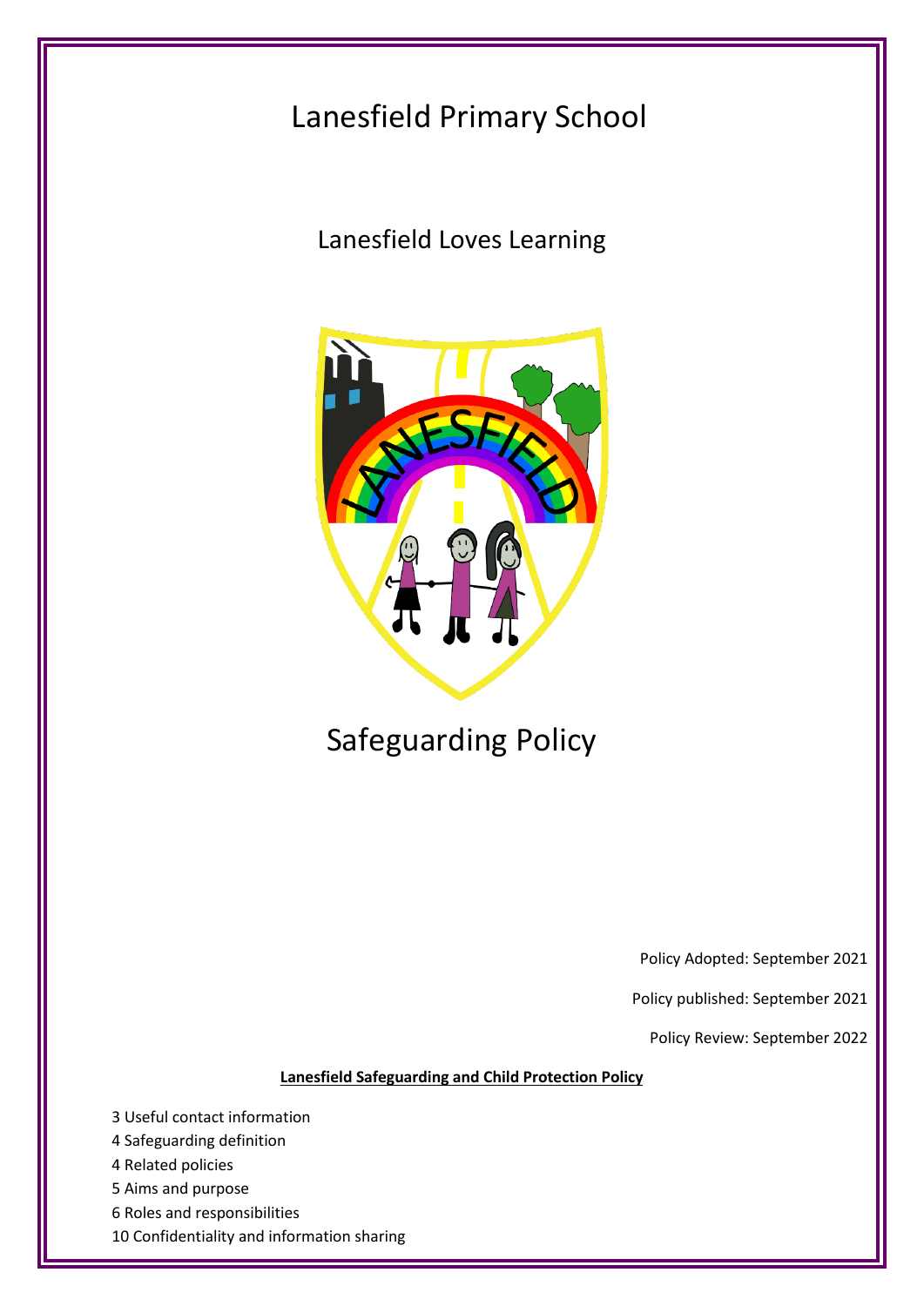# Lanesfield Primary School

## Lanesfield Loves Learning

# Safeguarding Policy

Policy Adopted: September 2021

Policy published: September 2021

Policy Review: September 2022

**Lanesfield Safeguarding and Child Protection Policy**

3 Useful contact information

4 Safeguarding definition

4 Related policies

5 Aims and purpose

6 Roles and responsibilities

10 Confidentiality and information sharing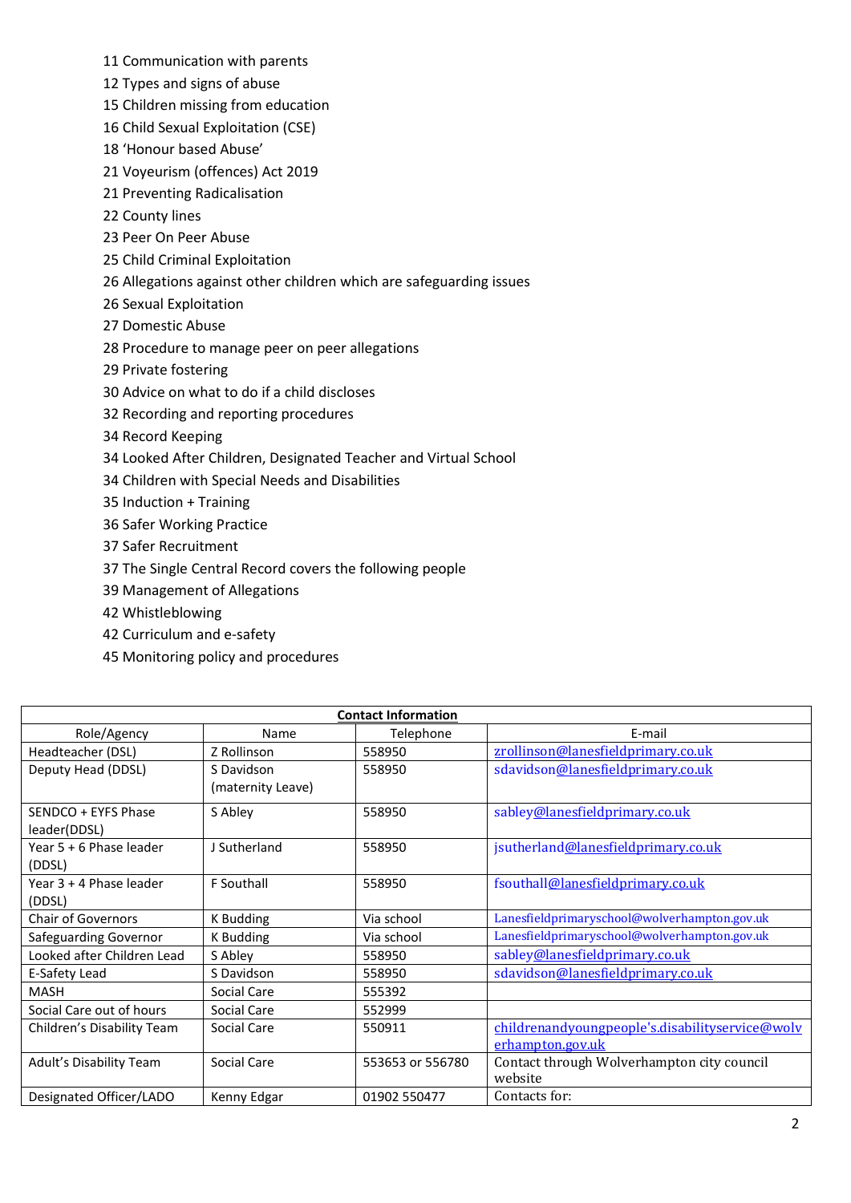11 Communication with parents
12 Types and signs of abuse
15 Children missing from education
16 Child Sexual Exploitation (CSE)
18 'Honour based Abuse'
21 Voyeurism (offences) Act 2019
21 Preventing Radicalisation
22 County lines
23 Peer On Peer Abuse
25 Child Criminal Exploitation
26 Allegations against other children which are safeguarding issues
26 Sexual Exploitation
27 Domestic Abuse
28 Procedure to manage peer on peer allegations
29 Private fostering
30 Advice on what to do if a child discloses
32 Recording and reporting procedures
34 Record Keeping
34 Looked After Children, Designated Teacher and Virtual School
34 Children with Special Needs and Disabilities
35 Induction + Training
36 Safer Working Practice
37 Safer Recruitment
37 The Single Central Record covers the following people
39 Management of Allegations
42 Whistleblowing
42 Curriculum and e-safety
45 Monitoring policy and procedures

| **Contact Information** | | | |
|---|---|---|---|
| Role/Agency | Name | Telephone | E-mail |
| Headteacher (DSL) | Z Rollinson | 558950 | zrollinson@lanesfieldprimary.co.uk |
| Deputy Head (DDSL) | S Davidson (maternity Leave) | 558950 | sdavidson@lanesfieldprimary.co.uk |
| SENDCO + EYFS Phase leader(DDSL) | S Abley | 558950 | sabley@lanesfieldprimary.co.uk |
| Year 5 + 6 Phase leader (DDSL) | J Sutherland | 558950 | jsutherland@lanesfieldprimary.co.uk |
| Year 3 + 4 Phase leader (DDSL) | F Southall | 558950 | fsouthall@lanesfieldprimary.co.uk |
| Chair of Governors | K Budding | Via school | Lanesfieldprimaryschool@wolverhampton.gov.uk |
| Safeguarding Governor | K Budding | Via school | Lanesfieldprimaryschool@wolverhampton.gov.uk |
| Looked after Children Lead | S Abley | 558950 | sabley@lanesfieldprimary.co.uk |
| E-Safety Lead | S Davidson | 558950 | sdavidson@lanesfieldprimary.co.uk |
| MASH | Social Care | 555392 | |
| Social Care out of hours | Social Care | 552999 | |
| Children's Disability Team | Social Care | 550911 | childrenandyoungpeople's.disabilityservice@wolverhampton.gov.uk |
| Adult's Disability Team | Social Care | 553653 or 556780 | Contact through Wolverhampton city council website |
| Designated Officer/LADO | Kenny Edgar | 01902 550477 | Contacts for: |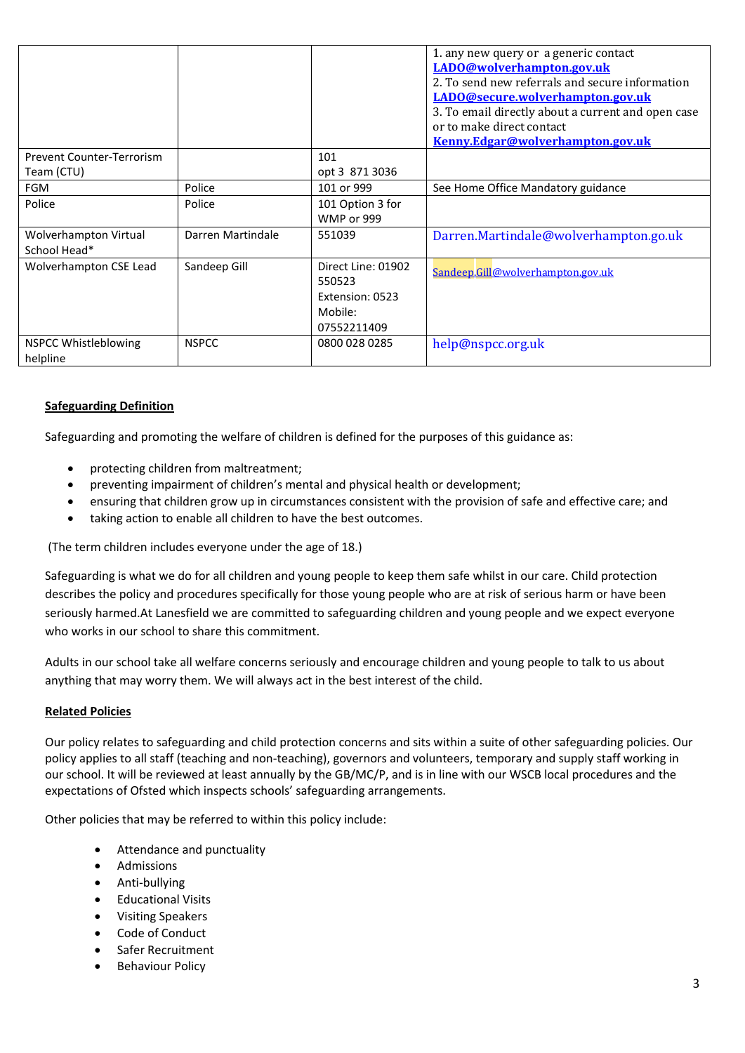| | | | |
|---|---|---|---|
| | | | 1. any new query or a generic contact **LADO@wolverhampton.gov.uk** 2. To send new referrals and secure information **LADO@secure.wolverhampton.gov.uk** 3. To email directly about a current and open case or to make direct contact **Kenny.Edgar@wolverhampton.gov.uk** |
| Prevent Counter-Terrorism Team (CTU) | | 101 opt 3 871 3036 | |
| FGM | Police | 101 or 999 | See Home Office Mandatory guidance |
| Police | Police | 101 Option 3 for WMP or 999 | |
| Wolverhampton Virtual School Head* | Darren Martindale | 551039 | Darren.Martindale@wolverhampton.go.uk |
| Wolverhampton CSE Lead | Sandeep Gill | Direct Line: 01902 550523 Extension: 0523 Mobile: 07552211409 | Sandeep.Gill@wolverhampton.gov.uk |
| NSPCC Whistleblowing helpline | NSPCC | 0800 028 0285 | help@nspcc.org.uk |

**Safeguarding Definition**

Safeguarding and promoting the welfare of children is defined for the purposes of this guidance as:

- protecting children from maltreatment;
- preventing impairment of children's mental and physical health or development;
- ensuring that children grow up in circumstances consistent with the provision of safe and effective care; and
- taking action to enable all children to have the best outcomes.

(The term children includes everyone under the age of 18.)

Safeguarding is what we do for all children and young people to keep them safe whilst in our care. Child protection describes the policy and procedures specifically for those young people who are at risk of serious harm or have been seriously harmed.At Lanesfield we are committed to safeguarding children and young people and we expect everyone who works in our school to share this commitment.

Adults in our school take all welfare concerns seriously and encourage children and young people to talk to us about anything that may worry them. We will always act in the best interest of the child.

**Related Policies**

Our policy relates to safeguarding and child protection concerns and sits within a suite of other safeguarding policies. Our policy applies to all staff (teaching and non-teaching), governors and volunteers, temporary and supply staff working in our school. It will be reviewed at least annually by the GB/MC/P, and is in line with our WSCB local procedures and the expectations of Ofsted which inspects schools' safeguarding arrangements.

Other policies that may be referred to within this policy include:

- Attendance and punctuality
- Admissions
- Anti-bullying
- Educational Visits
- Visiting Speakers
- Code of Conduct
- Safer Recruitment
- Behaviour Policy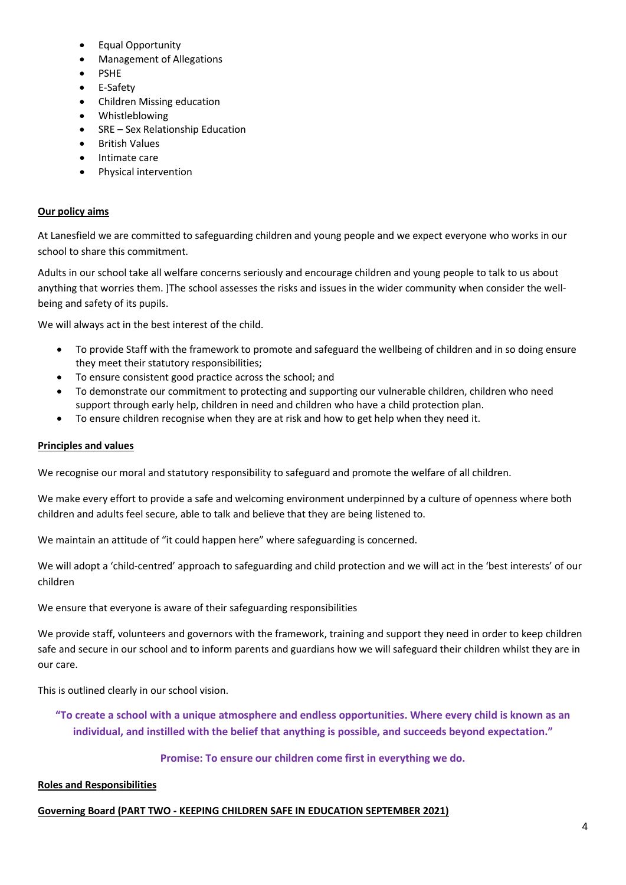- Equal Opportunity
- Management of Allegations
- PSHE
- E-Safety
- Children Missing education
- Whistleblowing
- SRE – Sex Relationship Education
- British Values
- Intimate care
- Physical intervention

**Our policy aims**

At Lanesfield we are committed to safeguarding children and young people and we expect everyone who works in our school to share this commitment.

Adults in our school take all welfare concerns seriously and encourage children and young people to talk to us about anything that worries them. ]The school assesses the risks and issues in the wider community when consider the well-being and safety of its pupils.

We will always act in the best interest of the child.

- To provide Staff with the framework to promote and safeguard the wellbeing of children and in so doing ensure they meet their statutory responsibilities;
- To ensure consistent good practice across the school; and
- To demonstrate our commitment to protecting and supporting our vulnerable children, children who need support through early help, children in need and children who have a child protection plan.
- To ensure children recognise when they are at risk and how to get help when they need it.

**Principles and values**

We recognise our moral and statutory responsibility to safeguard and promote the welfare of all children.

We make every effort to provide a safe and welcoming environment underpinned by a culture of openness where both children and adults feel secure, able to talk and believe that they are being listened to.

We maintain an attitude of "it could happen here" where safeguarding is concerned.

We will adopt a 'child-centred' approach to safeguarding and child protection and we will act in the 'best interests' of our children

We ensure that everyone is aware of their safeguarding responsibilities

We provide staff, volunteers and governors with the framework, training and support they need in order to keep children safe and secure in our school and to inform parents and guardians how we will safeguard their children whilst they are in our care.

This is outlined clearly in our school vision.

**"To create a school with a unique atmosphere and endless opportunities. Where every child is known as an individual, and instilled with the belief that anything is possible, and succeeds beyond expectation."**

**Promise: To ensure our children come first in everything we do.**

**Roles and Responsibilities**

**Governing Board (PART TWO - KEEPING CHILDREN SAFE IN EDUCATION SEPTEMBER 2021)**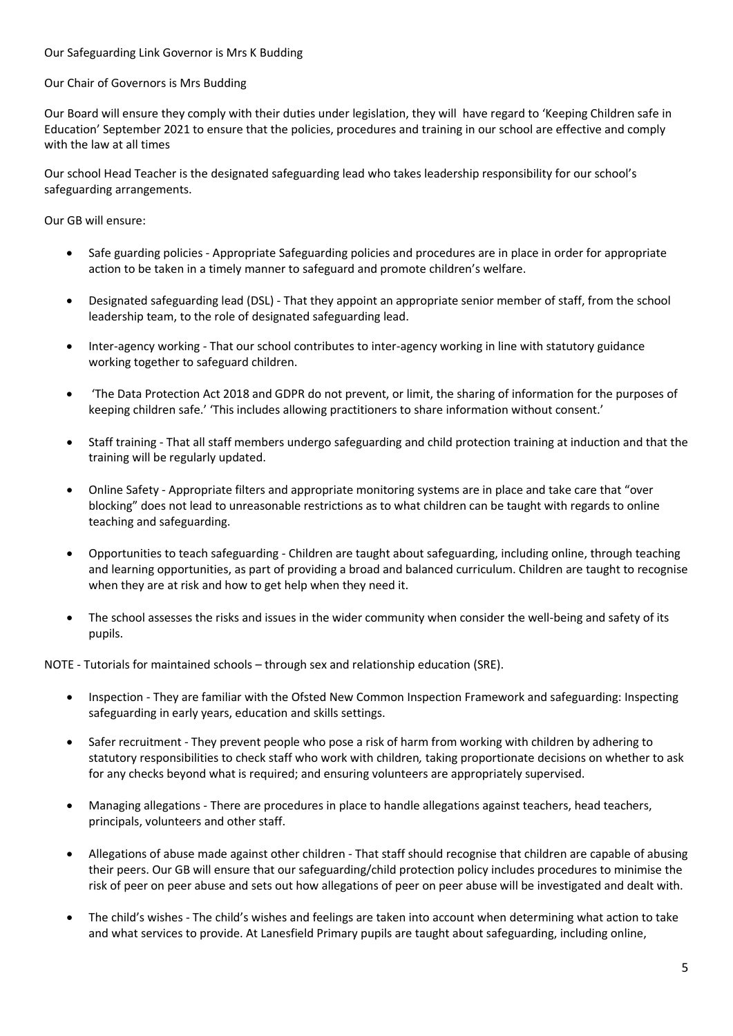Our Safeguarding Link Governor is Mrs K Budding

Our Chair of Governors is Mrs Budding

Our Board will ensure they comply with their duties under legislation, they will have regard to 'Keeping Children safe in Education' September 2021 to ensure that the policies, procedures and training in our school are effective and comply with the law at all times

Our school Head Teacher is the designated safeguarding lead who takes leadership responsibility for our school's safeguarding arrangements.

Our GB will ensure:

- Safe guarding policies - Appropriate Safeguarding policies and procedures are in place in order for appropriate action to be taken in a timely manner to safeguard and promote children's welfare.
- Designated safeguarding lead (DSL) - That they appoint an appropriate senior member of staff, from the school leadership team, to the role of designated safeguarding lead.
- Inter-agency working - That our school contributes to inter-agency working in line with statutory guidance working together to safeguard children.
- 'The Data Protection Act 2018 and GDPR do not prevent, or limit, the sharing of information for the purposes of keeping children safe.' 'This includes allowing practitioners to share information without consent.'
- Staff training - That all staff members undergo safeguarding and child protection training at induction and that the training will be regularly updated.
- Online Safety - Appropriate filters and appropriate monitoring systems are in place and take care that "over blocking" does not lead to unreasonable restrictions as to what children can be taught with regards to online teaching and safeguarding.
- Opportunities to teach safeguarding - Children are taught about safeguarding, including online, through teaching and learning opportunities, as part of providing a broad and balanced curriculum. Children are taught to recognise when they are at risk and how to get help when they need it.
- The school assesses the risks and issues in the wider community when consider the well-being and safety of its pupils.

NOTE - Tutorials for maintained schools – through sex and relationship education (SRE).

- Inspection - They are familiar with the Ofsted New Common Inspection Framework and safeguarding: Inspecting safeguarding in early years, education and skills settings.
- Safer recruitment - They prevent people who pose a risk of harm from working with children by adhering to statutory responsibilities to check staff who work with children*,* taking proportionate decisions on whether to ask for any checks beyond what is required; and ensuring volunteers are appropriately supervised.
- Managing allegations - There are procedures in place to handle allegations against teachers, head teachers, principals, volunteers and other staff.
- Allegations of abuse made against other children - That staff should recognise that children are capable of abusing their peers. Our GB will ensure that our safeguarding/child protection policy includes procedures to minimise the risk of peer on peer abuse and sets out how allegations of peer on peer abuse will be investigated and dealt with.
- The child's wishes - The child's wishes and feelings are taken into account when determining what action to take and what services to provide. At Lanesfield Primary pupils are taught about safeguarding, including online,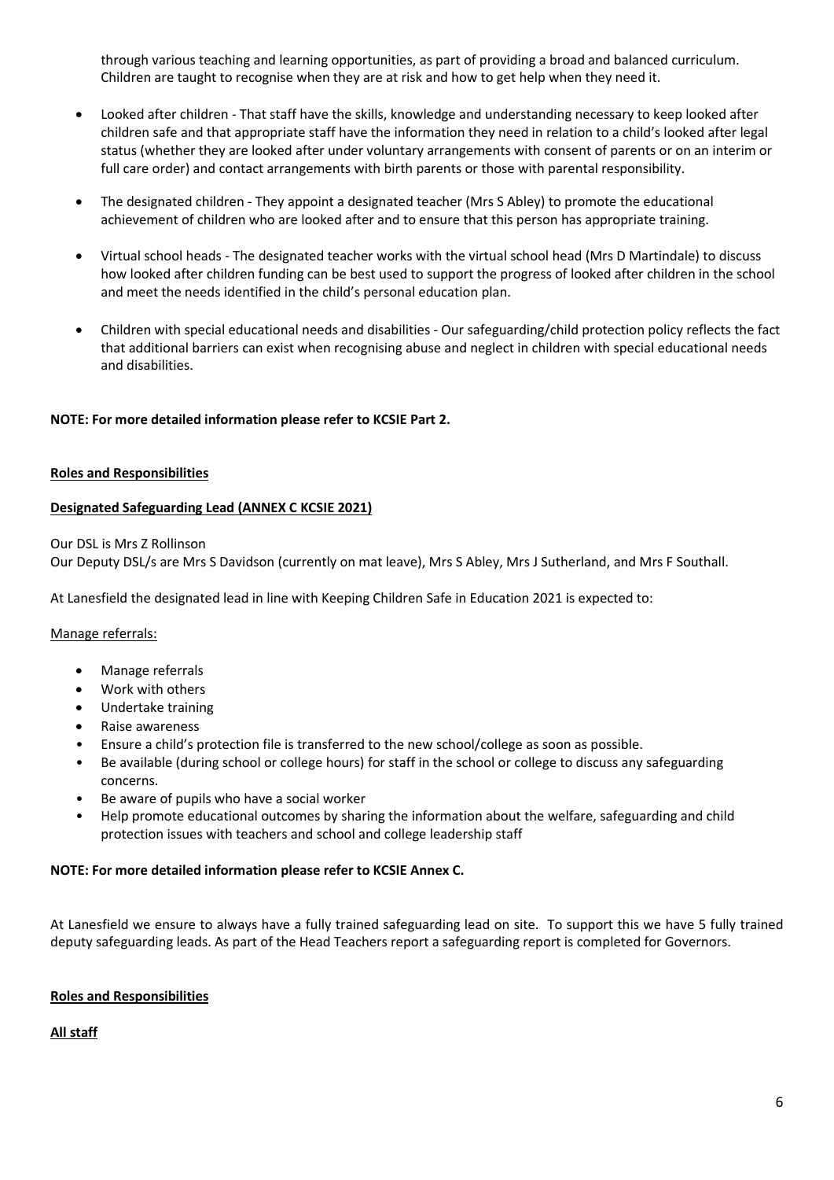through various teaching and learning opportunities, as part of providing a broad and balanced curriculum. Children are taught to recognise when they are at risk and how to get help when they need it.

- Looked after children - That staff have the skills, knowledge and understanding necessary to keep looked after children safe and that appropriate staff have the information they need in relation to a child's looked after legal status (whether they are looked after under voluntary arrangements with consent of parents or on an interim or full care order) and contact arrangements with birth parents or those with parental responsibility.
- The designated children - They appoint a designated teacher (Mrs S Abley) to promote the educational achievement of children who are looked after and to ensure that this person has appropriate training.
- Virtual school heads - The designated teacher works with the virtual school head (Mrs D Martindale) to discuss how looked after children funding can be best used to support the progress of looked after children in the school and meet the needs identified in the child's personal education plan.
- Children with special educational needs and disabilities - Our safeguarding/child protection policy reflects the fact that additional barriers can exist when recognising abuse and neglect in children with special educational needs and disabilities.

**NOTE: For more detailed information please refer to KCSIE Part 2.**

**Roles and Responsibilities**

**Designated Safeguarding Lead (ANNEX C KCSIE 2021)**

Our DSL is Mrs Z Rollinson
Our Deputy DSL/s are Mrs S Davidson (currently on mat leave), Mrs S Abley, Mrs J Sutherland, and Mrs F Southall.

At Lanesfield the designated lead in line with Keeping Children Safe in Education 2021 is expected to:

Manage referrals:

- Manage referrals
- Work with others
- Undertake training
- Raise awareness
- Ensure a child's protection file is transferred to the new school/college as soon as possible.
- Be available (during school or college hours) for staff in the school or college to discuss any safeguarding concerns.
- Be aware of pupils who have a social worker
- Help promote educational outcomes by sharing the information about the welfare, safeguarding and child protection issues with teachers and school and college leadership staff

**NOTE: For more detailed information please refer to KCSIE Annex C.**

At Lanesfield we ensure to always have a fully trained safeguarding lead on site. To support this we have 5 fully trained deputy safeguarding leads. As part of the Head Teachers report a safeguarding report is completed for Governors.

**Roles and Responsibilities**

**All staff**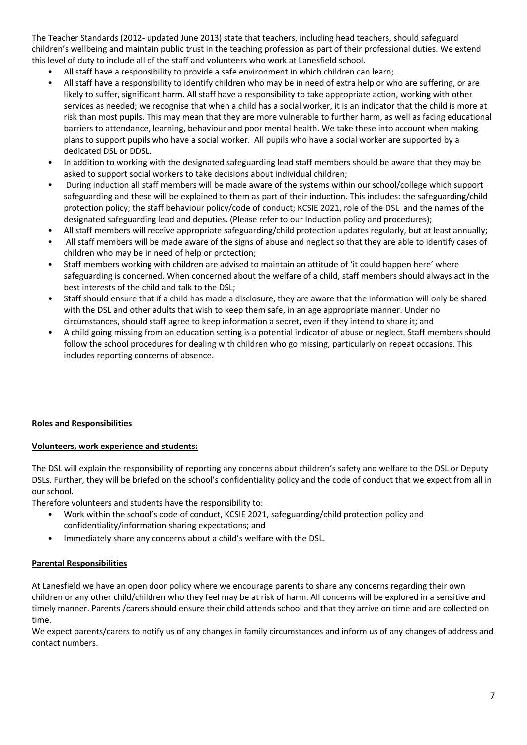The Teacher Standards (2012- updated June 2013) state that teachers, including head teachers, should safeguard children's wellbeing and maintain public trust in the teaching profession as part of their professional duties. We extend this level of duty to include all of the staff and volunteers who work at Lanesfield school.

- All staff have a responsibility to provide a safe environment in which children can learn;
- All staff have a responsibility to identify children who may be in need of extra help or who are suffering, or are likely to suffer, significant harm. All staff have a responsibility to take appropriate action, working with other services as needed; we recognise that when a child has a social worker, it is an indicator that the child is more at risk than most pupils. This may mean that they are more vulnerable to further harm, as well as facing educational barriers to attendance, learning, behaviour and poor mental health. We take these into account when making plans to support pupils who have a social worker. All pupils who have a social worker are supported by a dedicated DSL or DDSL.
- In addition to working with the designated safeguarding lead staff members should be aware that they may be asked to support social workers to take decisions about individual children;
- During induction all staff members will be made aware of the systems within our school/college which support safeguarding and these will be explained to them as part of their induction. This includes: the safeguarding/child protection policy; the staff behaviour policy/code of conduct; KCSIE 2021, role of the DSL and the names of the designated safeguarding lead and deputies. (Please refer to our Induction policy and procedures);
- All staff members will receive appropriate safeguarding/child protection updates regularly, but at least annually;
- All staff members will be made aware of the signs of abuse and neglect so that they are able to identify cases of children who may be in need of help or protection;
- Staff members working with children are advised to maintain an attitude of 'it could happen here' where safeguarding is concerned. When concerned about the welfare of a child, staff members should always act in the best interests of the child and talk to the DSL;
- Staff should ensure that if a child has made a disclosure, they are aware that the information will only be shared with the DSL and other adults that wish to keep them safe, in an age appropriate manner. Under no circumstances, should staff agree to keep information a secret, even if they intend to share it; and
- A child going missing from an education setting is a potential indicator of abuse or neglect. Staff members should follow the school procedures for dealing with children who go missing, particularly on repeat occasions. This includes reporting concerns of absence.

**Roles and Responsibilities**

**Volunteers, work experience and students:**

The DSL will explain the responsibility of reporting any concerns about children's safety and welfare to the DSL or Deputy DSLs. Further, they will be briefed on the school's confidentiality policy and the code of conduct that we expect from all in our school.

Therefore volunteers and students have the responsibility to:

- Work within the school's code of conduct, KCSIE 2021, safeguarding/child protection policy and confidentiality/information sharing expectations; and
- Immediately share any concerns about a child's welfare with the DSL.

**Parental Responsibilities**

At Lanesfield we have an open door policy where we encourage parents to share any concerns regarding their own children or any other child/children who they feel may be at risk of harm. All concerns will be explored in a sensitive and timely manner. Parents /carers should ensure their child attends school and that they arrive on time and are collected on time.

We expect parents/carers to notify us of any changes in family circumstances and inform us of any changes of address and contact numbers.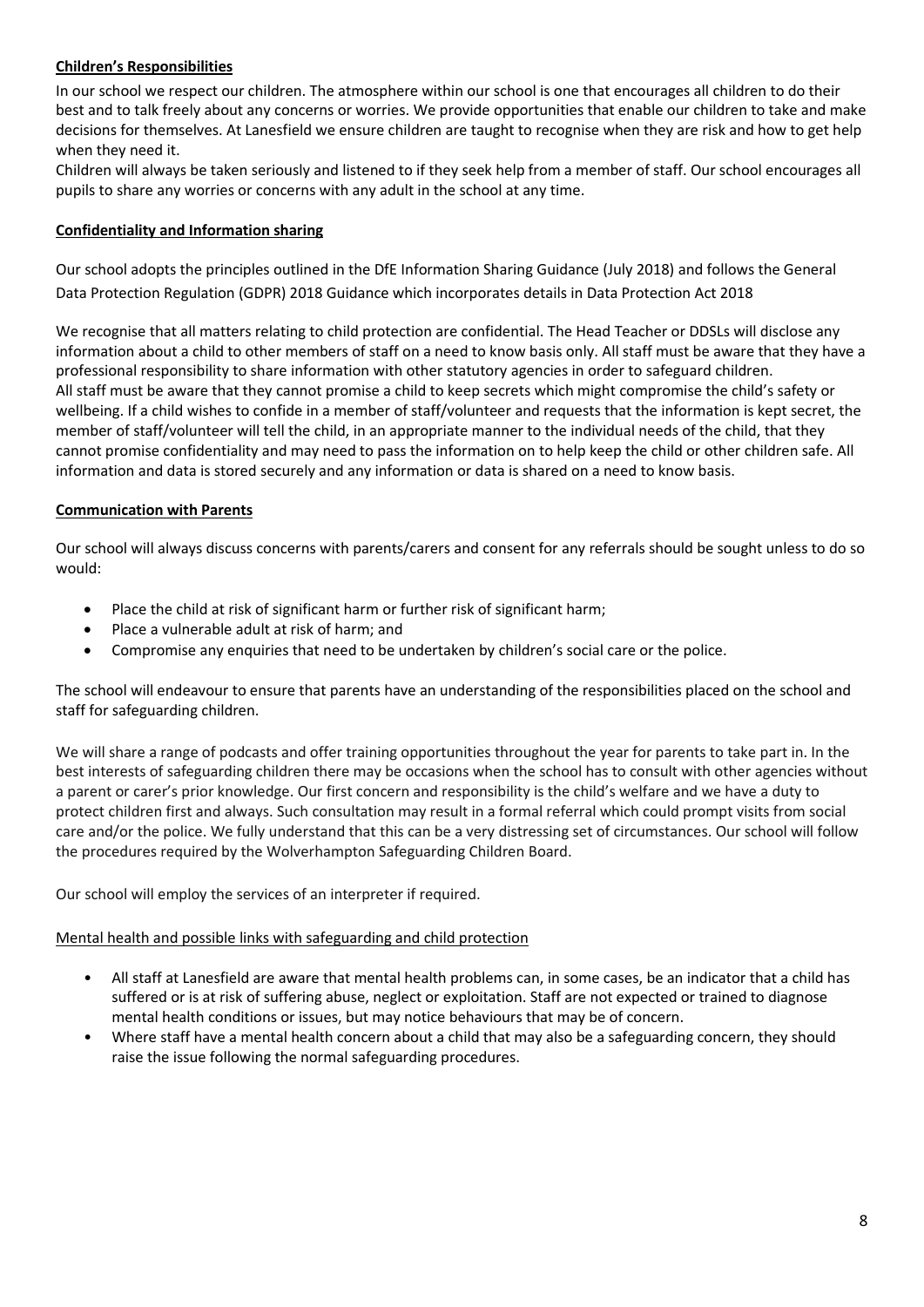**Children's Responsibilities**

In our school we respect our children. The atmosphere within our school is one that encourages all children to do their best and to talk freely about any concerns or worries. We provide opportunities that enable our children to take and make decisions for themselves. At Lanesfield we ensure children are taught to recognise when they are risk and how to get help when they need it.

Children will always be taken seriously and listened to if they seek help from a member of staff. Our school encourages all pupils to share any worries or concerns with any adult in the school at any time.

**Confidentiality and Information sharing**

Our school adopts the principles outlined in the DfE Information Sharing Guidance (July 2018) and follows the General Data Protection Regulation (GDPR) 2018 Guidance which incorporates details in Data Protection Act 2018

We recognise that all matters relating to child protection are confidential. The Head Teacher or DDSLs will disclose any information about a child to other members of staff on a need to know basis only. All staff must be aware that they have a professional responsibility to share information with other statutory agencies in order to safeguard children.

All staff must be aware that they cannot promise a child to keep secrets which might compromise the child's safety or wellbeing. If a child wishes to confide in a member of staff/volunteer and requests that the information is kept secret, the member of staff/volunteer will tell the child, in an appropriate manner to the individual needs of the child, that they cannot promise confidentiality and may need to pass the information on to help keep the child or other children safe. All information and data is stored securely and any information or data is shared on a need to know basis.

**Communication with Parents**

Our school will always discuss concerns with parents/carers and consent for any referrals should be sought unless to do so would:

- Place the child at risk of significant harm or further risk of significant harm;
- Place a vulnerable adult at risk of harm; and
- Compromise any enquiries that need to be undertaken by children's social care or the police.

The school will endeavour to ensure that parents have an understanding of the responsibilities placed on the school and staff for safeguarding children.

We will share a range of podcasts and offer training opportunities throughout the year for parents to take part in. In the best interests of safeguarding children there may be occasions when the school has to consult with other agencies without a parent or carer's prior knowledge. Our first concern and responsibility is the child's welfare and we have a duty to protect children first and always. Such consultation may result in a formal referral which could prompt visits from social care and/or the police. We fully understand that this can be a very distressing set of circumstances. Our school will follow the procedures required by the Wolverhampton Safeguarding Children Board.

Our school will employ the services of an interpreter if required.

Mental health and possible links with safeguarding and child protection

- All staff at Lanesfield are aware that mental health problems can, in some cases, be an indicator that a child has suffered or is at risk of suffering abuse, neglect or exploitation. Staff are not expected or trained to diagnose mental health conditions or issues, but may notice behaviours that may be of concern.
- Where staff have a mental health concern about a child that may also be a safeguarding concern, they should raise the issue following the normal safeguarding procedures.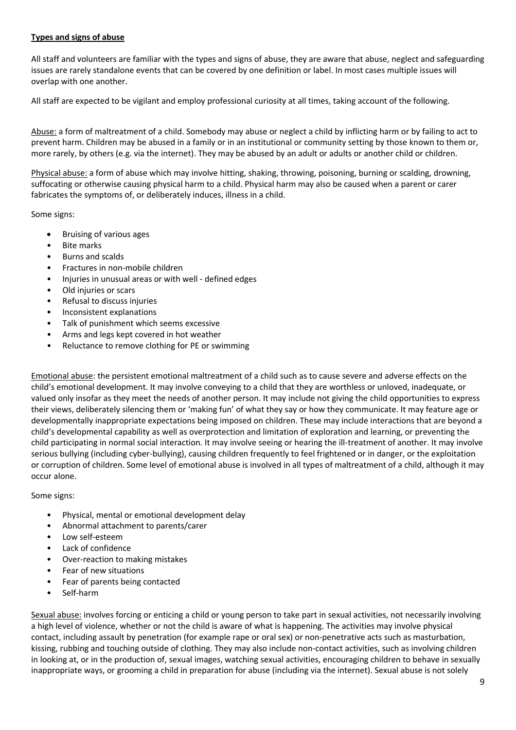**Types and signs of abuse**

All staff and volunteers are familiar with the types and signs of abuse, they are aware that abuse, neglect and safeguarding issues are rarely standalone events that can be covered by one definition or label. In most cases multiple issues will overlap with one another.

All staff are expected to be vigilant and employ professional curiosity at all times, taking account of the following.

Abuse: a form of maltreatment of a child. Somebody may abuse or neglect a child by inflicting harm or by failing to act to prevent harm. Children may be abused in a family or in an institutional or community setting by those known to them or, more rarely, by others (e.g. via the internet). They may be abused by an adult or adults or another child or children.

Physical abuse: a form of abuse which may involve hitting, shaking, throwing, poisoning, burning or scalding, drowning, suffocating or otherwise causing physical harm to a child. Physical harm may also be caused when a parent or carer fabricates the symptoms of, or deliberately induces, illness in a child.

Some signs:

- Bruising of various ages
- Bite marks
- Burns and scalds
- Fractures in non-mobile children
- Injuries in unusual areas or with well - defined edges
- Old injuries or scars
- Refusal to discuss injuries
- Inconsistent explanations
- Talk of punishment which seems excessive
- Arms and legs kept covered in hot weather
- Reluctance to remove clothing for PE or swimming

Emotional abuse: the persistent emotional maltreatment of a child such as to cause severe and adverse effects on the child's emotional development. It may involve conveying to a child that they are worthless or unloved, inadequate, or valued only insofar as they meet the needs of another person. It may include not giving the child opportunities to express their views, deliberately silencing them or 'making fun' of what they say or how they communicate. It may feature age or developmentally inappropriate expectations being imposed on children. These may include interactions that are beyond a child's developmental capability as well as overprotection and limitation of exploration and learning, or preventing the child participating in normal social interaction. It may involve seeing or hearing the ill-treatment of another. It may involve serious bullying (including cyber-bullying), causing children frequently to feel frightened or in danger, or the exploitation or corruption of children. Some level of emotional abuse is involved in all types of maltreatment of a child, although it may occur alone.

Some signs:

- Physical, mental or emotional development delay
- Abnormal attachment to parents/carer
- Low self-esteem
- Lack of confidence
- Over-reaction to making mistakes
- Fear of new situations
- Fear of parents being contacted
- Self-harm

Sexual abuse: involves forcing or enticing a child or young person to take part in sexual activities, not necessarily involving a high level of violence, whether or not the child is aware of what is happening. The activities may involve physical contact, including assault by penetration (for example rape or oral sex) or non-penetrative acts such as masturbation, kissing, rubbing and touching outside of clothing. They may also include non-contact activities, such as involving children in looking at, or in the production of, sexual images, watching sexual activities, encouraging children to behave in sexually inappropriate ways, or grooming a child in preparation for abuse (including via the internet). Sexual abuse is not solely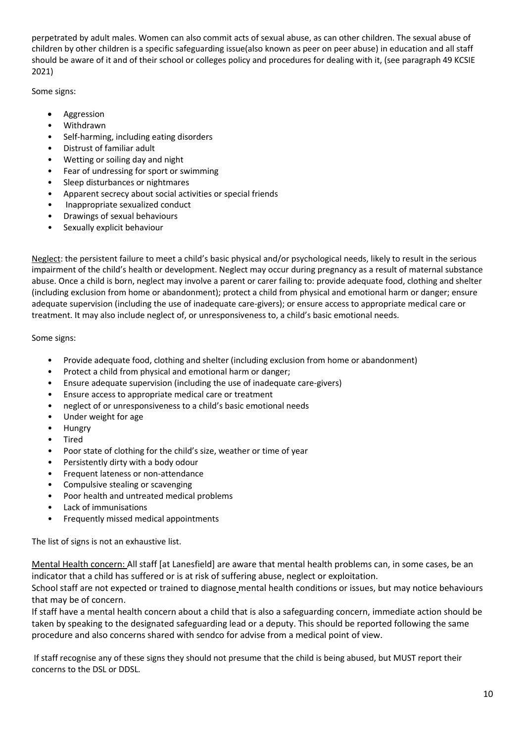perpetrated by adult males. Women can also commit acts of sexual abuse, as can other children. The sexual abuse of children by other children is a specific safeguarding issue(also known as peer on peer abuse) in education and all staff should be aware of it and of their school or colleges policy and procedures for dealing with it, (see paragraph 49 KCSIE 2021)

Some signs:

- Aggression
- Withdrawn
- Self-harming, including eating disorders
- Distrust of familiar adult
- Wetting or soiling day and night
- Fear of undressing for sport or swimming
- Sleep disturbances or nightmares
- Apparent secrecy about social activities or special friends
- Inappropriate sexualized conduct
- Drawings of sexual behaviours
- Sexually explicit behaviour

<u>Neglect</u>: the persistent failure to meet a child's basic physical and/or psychological needs, likely to result in the serious impairment of the child's health or development. Neglect may occur during pregnancy as a result of maternal substance abuse. Once a child is born, neglect may involve a parent or carer failing to: provide adequate food, clothing and shelter (including exclusion from home or abandonment); protect a child from physical and emotional harm or danger; ensure adequate supervision (including the use of inadequate care-givers); or ensure access to appropriate medical care or treatment. It may also include neglect of, or unresponsiveness to, a child's basic emotional needs.

Some signs:

- Provide adequate food, clothing and shelter (including exclusion from home or abandonment)
- Protect a child from physical and emotional harm or danger;
- Ensure adequate supervision (including the use of inadequate care-givers)
- Ensure access to appropriate medical care or treatment
- neglect of or unresponsiveness to a child's basic emotional needs
- Under weight for age
- Hungry
- Tired
- Poor state of clothing for the child's size, weather or time of year
- Persistently dirty with a body odour
- Frequent lateness or non-attendance
- Compulsive stealing or scavenging
- Poor health and untreated medical problems
- Lack of immunisations
- Frequently missed medical appointments

The list of signs is not an exhaustive list.

<u>Mental Health concern:</u> All staff [at Lanesfield] are aware that mental health problems can, in some cases, be an indicator that a child has suffered or is at risk of suffering abuse, neglect or exploitation.
School staff are not expected or trained to diagnose mental health conditions or issues, but may notice behaviours that may be of concern.
If staff have a mental health concern about a child that is also a safeguarding concern, immediate action should be taken by speaking to the designated safeguarding lead or a deputy. This should be reported following the same procedure and also concerns shared with sendco for advise from a medical point of view.

If staff recognise any of these signs they should not presume that the child is being abused, but MUST report their concerns to the DSL or DDSL.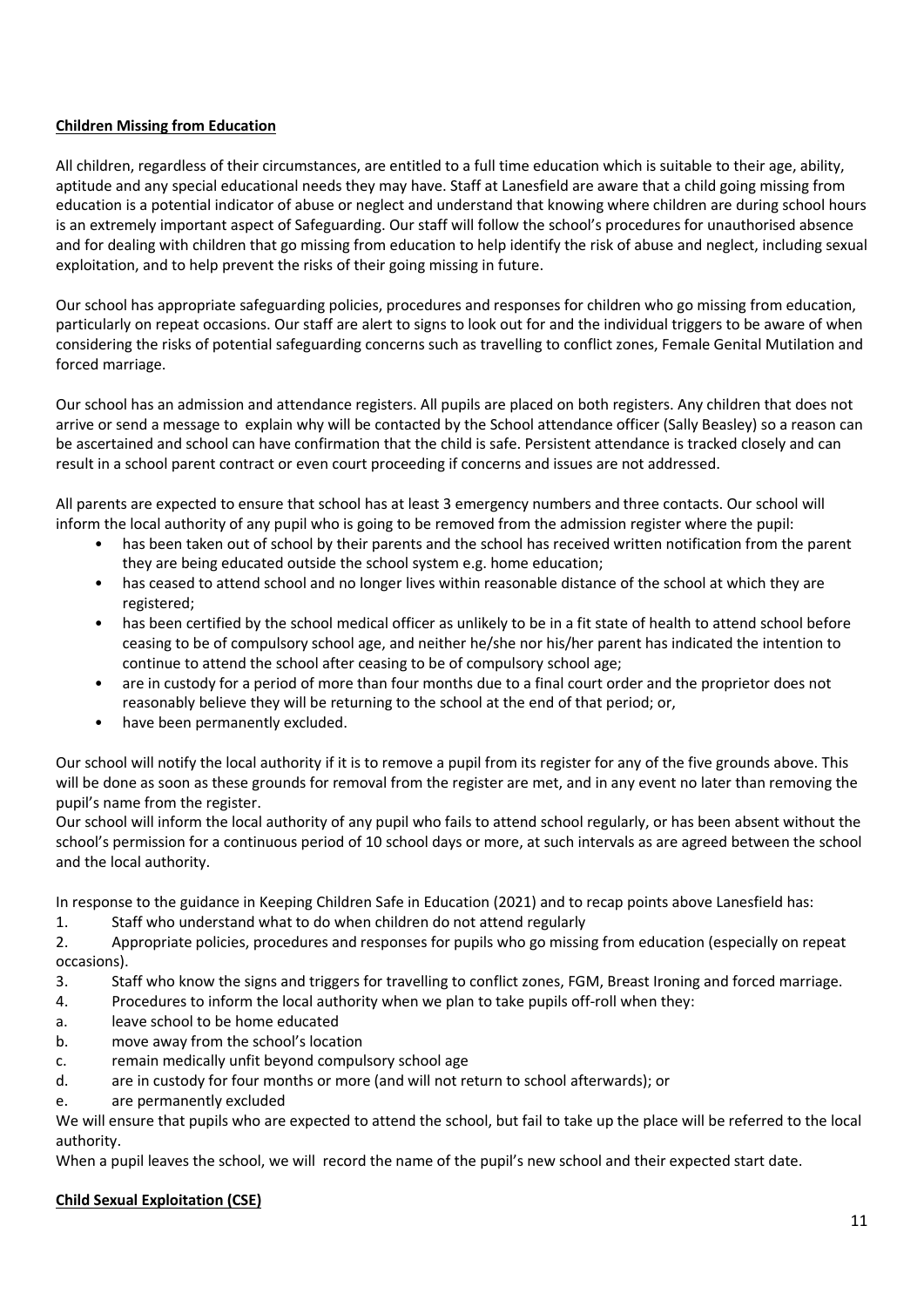**Children Missing from Education**

All children, regardless of their circumstances, are entitled to a full time education which is suitable to their age, ability, aptitude and any special educational needs they may have. Staff at Lanesfield are aware that a child going missing from education is a potential indicator of abuse or neglect and understand that knowing where children are during school hours is an extremely important aspect of Safeguarding. Our staff will follow the school's procedures for unauthorised absence and for dealing with children that go missing from education to help identify the risk of abuse and neglect, including sexual exploitation, and to help prevent the risks of their going missing in future.

Our school has appropriate safeguarding policies, procedures and responses for children who go missing from education, particularly on repeat occasions. Our staff are alert to signs to look out for and the individual triggers to be aware of when considering the risks of potential safeguarding concerns such as travelling to conflict zones, Female Genital Mutilation and forced marriage.

Our school has an admission and attendance registers. All pupils are placed on both registers. Any children that does not arrive or send a message to  explain why will be contacted by the School attendance officer (Sally Beasley) so a reason can be ascertained and school can have confirmation that the child is safe. Persistent attendance is tracked closely and can result in a school parent contract or even court proceeding if concerns and issues are not addressed.

All parents are expected to ensure that school has at least 3 emergency numbers and three contacts. Our school will inform the local authority of any pupil who is going to be removed from the admission register where the pupil:

- has been taken out of school by their parents and the school has received written notification from the parent they are being educated outside the school system e.g. home education;
- has ceased to attend school and no longer lives within reasonable distance of the school at which they are registered;
- has been certified by the school medical officer as unlikely to be in a fit state of health to attend school before ceasing to be of compulsory school age, and neither he/she nor his/her parent has indicated the intention to continue to attend the school after ceasing to be of compulsory school age;
- are in custody for a period of more than four months due to a final court order and the proprietor does not reasonably believe they will be returning to the school at the end of that period; or,
- have been permanently excluded.

Our school will notify the local authority if it is to remove a pupil from its register for any of the five grounds above. This will be done as soon as these grounds for removal from the register are met, and in any event no later than removing the pupil's name from the register.
Our school will inform the local authority of any pupil who fails to attend school regularly, or has been absent without the school's permission for a continuous period of 10 school days or more, at such intervals as are agreed between the school and the local authority.

In response to the guidance in Keeping Children Safe in Education (2021) and to recap points above Lanesfield has:

1. Staff who understand what to do when children do not attend regularly
2. Appropriate policies, procedures and responses for pupils who go missing from education (especially on repeat occasions).
3. Staff who know the signs and triggers for travelling to conflict zones, FGM, Breast Ironing and forced marriage.
4. Procedures to inform the local authority when we plan to take pupils off-roll when they:

a. leave school to be home educated
b. move away from the school's location
c. remain medically unfit beyond compulsory school age
d. are in custody for four months or more (and will not return to school afterwards); or
e. are permanently excluded

We will ensure that pupils who are expected to attend the school, but fail to take up the place will be referred to the local authority.
When a pupil leaves the school, we will  record the name of the pupil's new school and their expected start date.

**Child Sexual Exploitation (CSE)**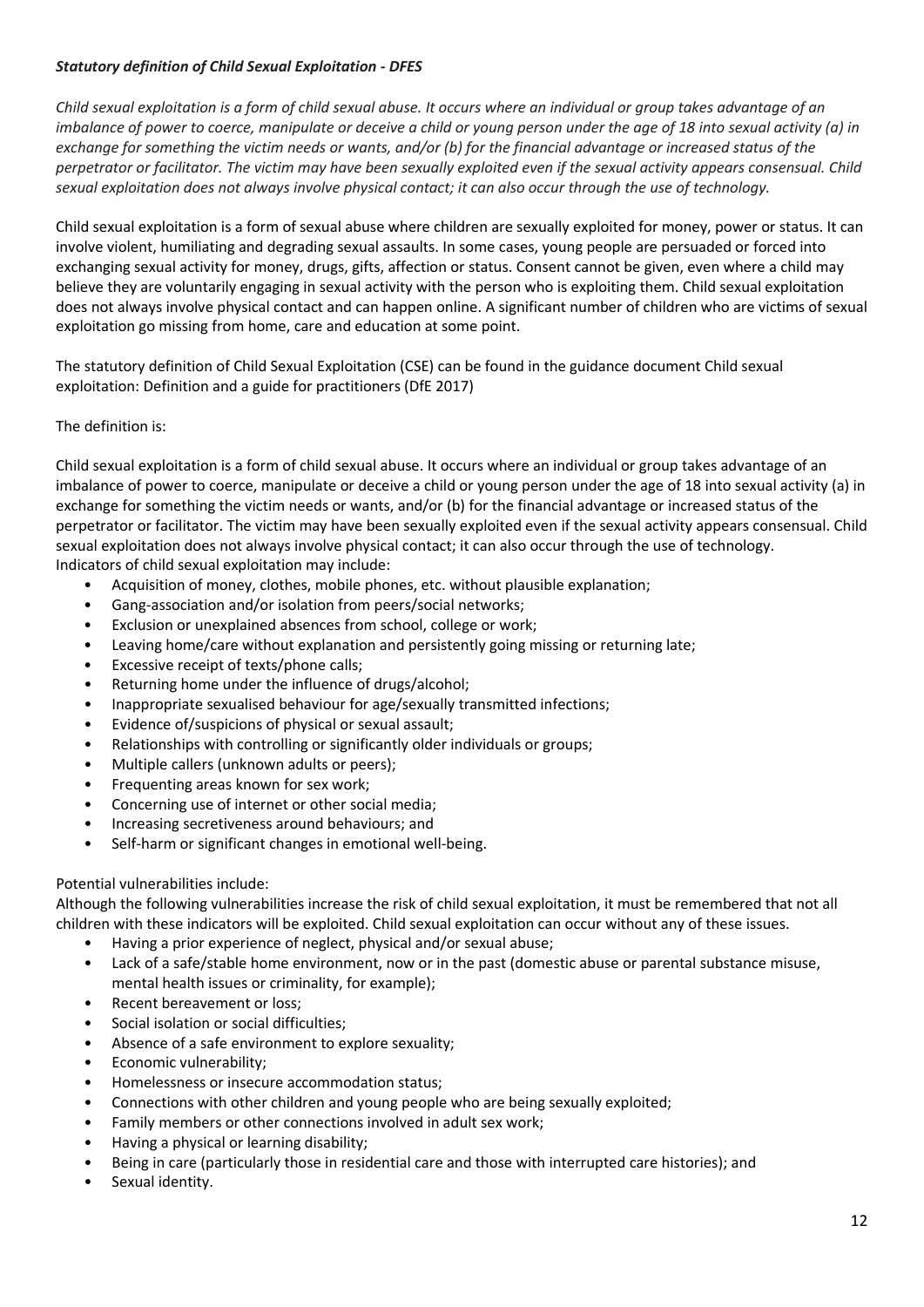***Statutory definition of Child Sexual Exploitation - DFES***

*Child sexual exploitation is a form of child sexual abuse. It occurs where an individual or group takes advantage of an imbalance of power to coerce, manipulate or deceive a child or young person under the age of 18 into sexual activity (a) in exchange for something the victim needs or wants, and/or (b) for the financial advantage or increased status of the perpetrator or facilitator. The victim may have been sexually exploited even if the sexual activity appears consensual. Child sexual exploitation does not always involve physical contact; it can also occur through the use of technology.*

Child sexual exploitation is a form of sexual abuse where children are sexually exploited for money, power or status. It can involve violent, humiliating and degrading sexual assaults. In some cases, young people are persuaded or forced into exchanging sexual activity for money, drugs, gifts, affection or status. Consent cannot be given, even where a child may believe they are voluntarily engaging in sexual activity with the person who is exploiting them. Child sexual exploitation does not always involve physical contact and can happen online. A significant number of children who are victims of sexual exploitation go missing from home, care and education at some point.

The statutory definition of Child Sexual Exploitation (CSE) can be found in the guidance document Child sexual exploitation: Definition and a guide for practitioners (DfE 2017)

The definition is:

Child sexual exploitation is a form of child sexual abuse. It occurs where an individual or group takes advantage of an imbalance of power to coerce, manipulate or deceive a child or young person under the age of 18 into sexual activity (a) in exchange for something the victim needs or wants, and/or (b) for the financial advantage or increased status of the perpetrator or facilitator. The victim may have been sexually exploited even if the sexual activity appears consensual. Child sexual exploitation does not always involve physical contact; it can also occur through the use of technology.
Indicators of child sexual exploitation may include:

- Acquisition of money, clothes, mobile phones, etc. without plausible explanation;
- Gang-association and/or isolation from peers/social networks;
- Exclusion or unexplained absences from school, college or work;
- Leaving home/care without explanation and persistently going missing or returning late;
- Excessive receipt of texts/phone calls;
- Returning home under the influence of drugs/alcohol;
- Inappropriate sexualised behaviour for age/sexually transmitted infections;
- Evidence of/suspicions of physical or sexual assault;
- Relationships with controlling or significantly older individuals or groups;
- Multiple callers (unknown adults or peers);
- Frequenting areas known for sex work;
- Concerning use of internet or other social media;
- Increasing secretiveness around behaviours; and
- Self-harm or significant changes in emotional well-being.

Potential vulnerabilities include:
Although the following vulnerabilities increase the risk of child sexual exploitation, it must be remembered that not all children with these indicators will be exploited. Child sexual exploitation can occur without any of these issues.

- Having a prior experience of neglect, physical and/or sexual abuse;
- Lack of a safe/stable home environment, now or in the past (domestic abuse or parental substance misuse, mental health issues or criminality, for example);
- Recent bereavement or loss;
- Social isolation or social difficulties;
- Absence of a safe environment to explore sexuality;
- Economic vulnerability;
- Homelessness or insecure accommodation status;
- Connections with other children and young people who are being sexually exploited;
- Family members or other connections involved in adult sex work;
- Having a physical or learning disability;
- Being in care (particularly those in residential care and those with interrupted care histories); and
- Sexual identity.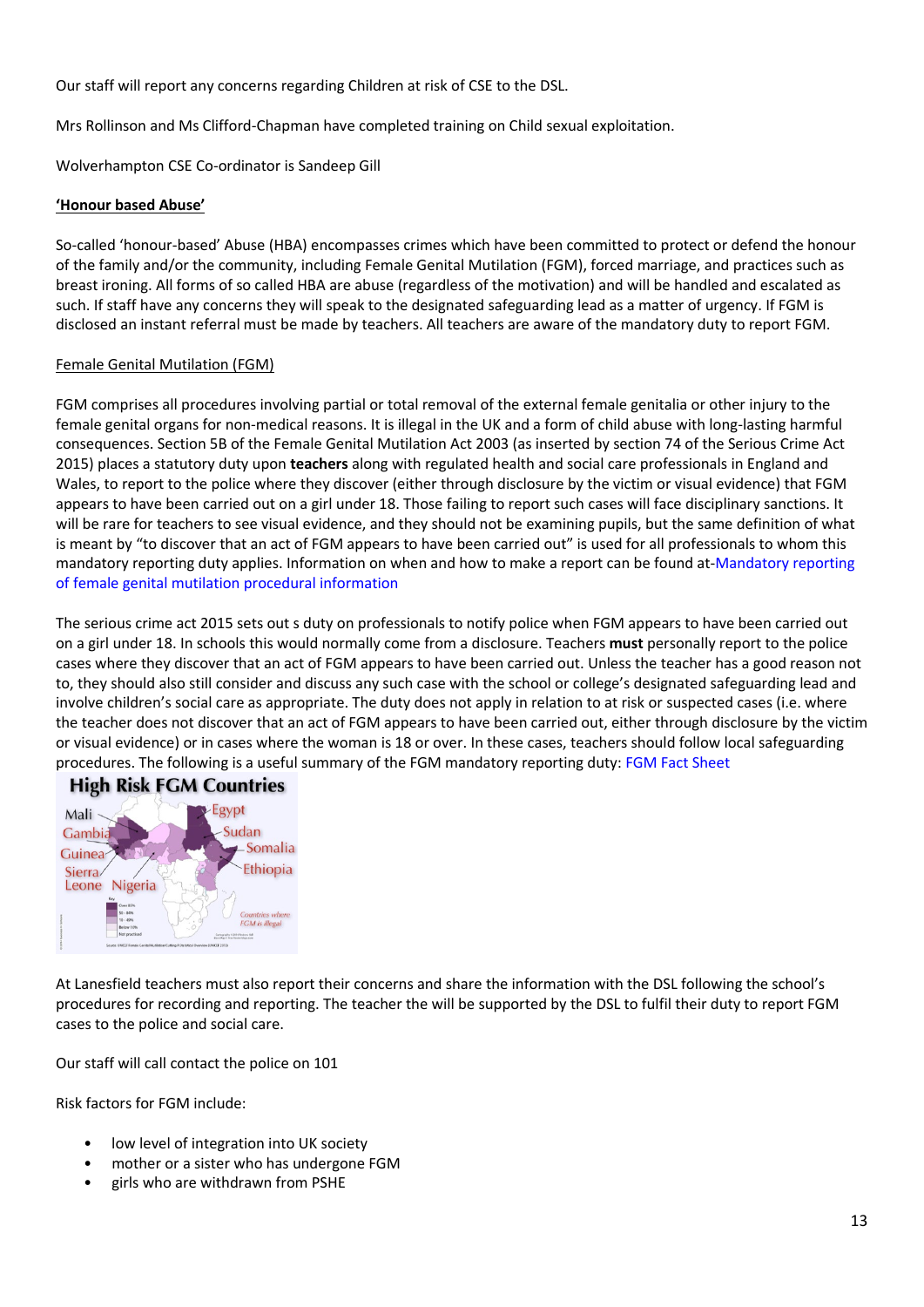Our staff will report any concerns regarding Children at risk of CSE to the DSL.

Mrs Rollinson and Ms Clifford-Chapman have completed training on Child sexual exploitation.

Wolverhampton CSE Co-ordinator is Sandeep Gill

## 'Honour based Abuse'

So-called 'honour-based' Abuse (HBA) encompasses crimes which have been committed to protect or defend the honour of the family and/or the community, including Female Genital Mutilation (FGM), forced marriage, and practices such as breast ironing. All forms of so called HBA are abuse (regardless of the motivation) and will be handled and escalated as such. If staff have any concerns they will speak to the designated safeguarding lead as a matter of urgency. If FGM is disclosed an instant referral must be made by teachers. All teachers are aware of the mandatory duty to report FGM.

### Female Genital Mutilation (FGM)

FGM comprises all procedures involving partial or total removal of the external female genitalia or other injury to the female genital organs for non-medical reasons. It is illegal in the UK and a form of child abuse with long-lasting harmful consequences. Section 5B of the Female Genital Mutilation Act 2003 (as inserted by section 74 of the Serious Crime Act 2015) places a statutory duty upon **teachers** along with regulated health and social care professionals in England and Wales, to report to the police where they discover (either through disclosure by the victim or visual evidence) that FGM appears to have been carried out on a girl under 18. Those failing to report such cases will face disciplinary sanctions. It will be rare for teachers to see visual evidence, and they should not be examining pupils, but the same definition of what is meant by "to discover that an act of FGM appears to have been carried out" is used for all professionals to whom this mandatory reporting duty applies. Information on when and how to make a report can be found at-Mandatory reporting of female genital mutilation procedural information

The serious crime act 2015 sets out s duty on professionals to notify police when FGM appears to have been carried out on a girl under 18. In schools this would normally come from a disclosure. Teachers **must** personally report to the police cases where they discover that an act of FGM appears to have been carried out. Unless the teacher has a good reason not to, they should also still consider and discuss any such case with the school or college's designated safeguarding lead and involve children's social care as appropriate. The duty does not apply in relation to at risk or suspected cases (i.e. where the teacher does not discover that an act of FGM appears to have been carried out, either through disclosure by the victim or visual evidence) or in cases where the woman is 18 or over. In these cases, teachers should follow local safeguarding procedures. The following is a useful summary of the FGM mandatory reporting duty: FGM Fact Sheet

High Risk FGM Countries

Mali
Gambia
Guinea
Sierra Leone
Nigeria
Egypt
Sudan
Somalia
Ethiopia

At Lanesfield teachers must also report their concerns and share the information with the DSL following the school's procedures for recording and reporting. The teacher the will be supported by the DSL to fulfil their duty to report FGM cases to the police and social care.

Our staff will call contact the police on 101

Risk factors for FGM include:

- low level of integration into UK society
- mother or a sister who has undergone FGM
- girls who are withdrawn from PSHE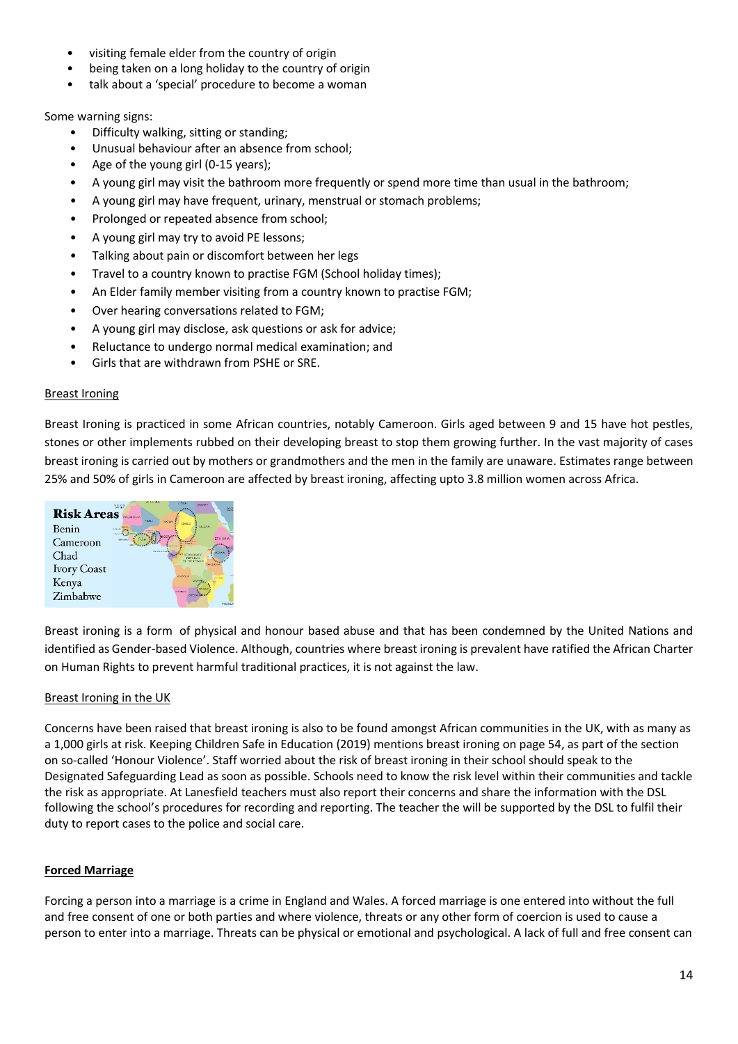- visiting female elder from the country of origin
- being taken on a long holiday to the country of origin
- talk about a 'special' procedure to become a woman

Some warning signs:

- Difficulty walking, sitting or standing;
- Unusual behaviour after an absence from school;
- Age of the young girl (0-15 years);
- A young girl may visit the bathroom more frequently or spend more time than usual in the bathroom;
- A young girl may have frequent, urinary, menstrual or stomach problems;
- Prolonged or repeated absence from school;
- A young girl may try to avoid PE lessons;
- Talking about pain or discomfort between her legs
- Travel to a country known to practise FGM (School holiday times);
- An Elder family member visiting from a country known to practise FGM;
- Over hearing conversations related to FGM;
- A young girl may disclose, ask questions or ask for advice;
- Reluctance to undergo normal medical examination; and
- Girls that are withdrawn from PSHE or SRE.

<u>Breast Ironing</u>

Breast Ironing is practiced in some African countries, notably Cameroon. Girls aged between 9 and 15 have hot pestles, stones or other implements rubbed on their developing breast to stop them growing further. In the vast majority of cases breast ironing is carried out by mothers or grandmothers and the men in the family are unaware. Estimates range between 25% and 50% of girls in Cameroon are affected by breast ironing, affecting upto 3.8 million women across Africa.

**Risk Areas**
Benin
Cameroon
Chad
Ivory Coast
Kenya
Zimbabwe

Breast ironing is a form of physical and honour based abuse and that has been condemned by the United Nations and identified as Gender-based Violence. Although, countries where breast ironing is prevalent have ratified the African Charter on Human Rights to prevent harmful traditional practices, it is not against the law.

<u>Breast Ironing in the UK</u>

Concerns have been raised that breast ironing is also to be found amongst African communities in the UK, with as many as a 1,000 girls at risk. Keeping Children Safe in Education (2019) mentions breast ironing on page 54, as part of the section on so-called 'Honour Violence'. Staff worried about the risk of breast ironing in their school should speak to the Designated Safeguarding Lead as soon as possible. Schools need to know the risk level within their communities and tackle the risk as appropriate. At Lanesfield teachers must also report their concerns and share the information with the DSL following the school's procedures for recording and reporting. The teacher the will be supported by the DSL to fulfil their duty to report cases to the police and social care.

**<u>Forced Marriage</u>**

Forcing a person into a marriage is a crime in England and Wales. A forced marriage is one entered into without the full and free consent of one or both parties and where violence, threats or any other form of coercion is used to cause a person to enter into a marriage. Threats can be physical or emotional and psychological. A lack of full and free consent can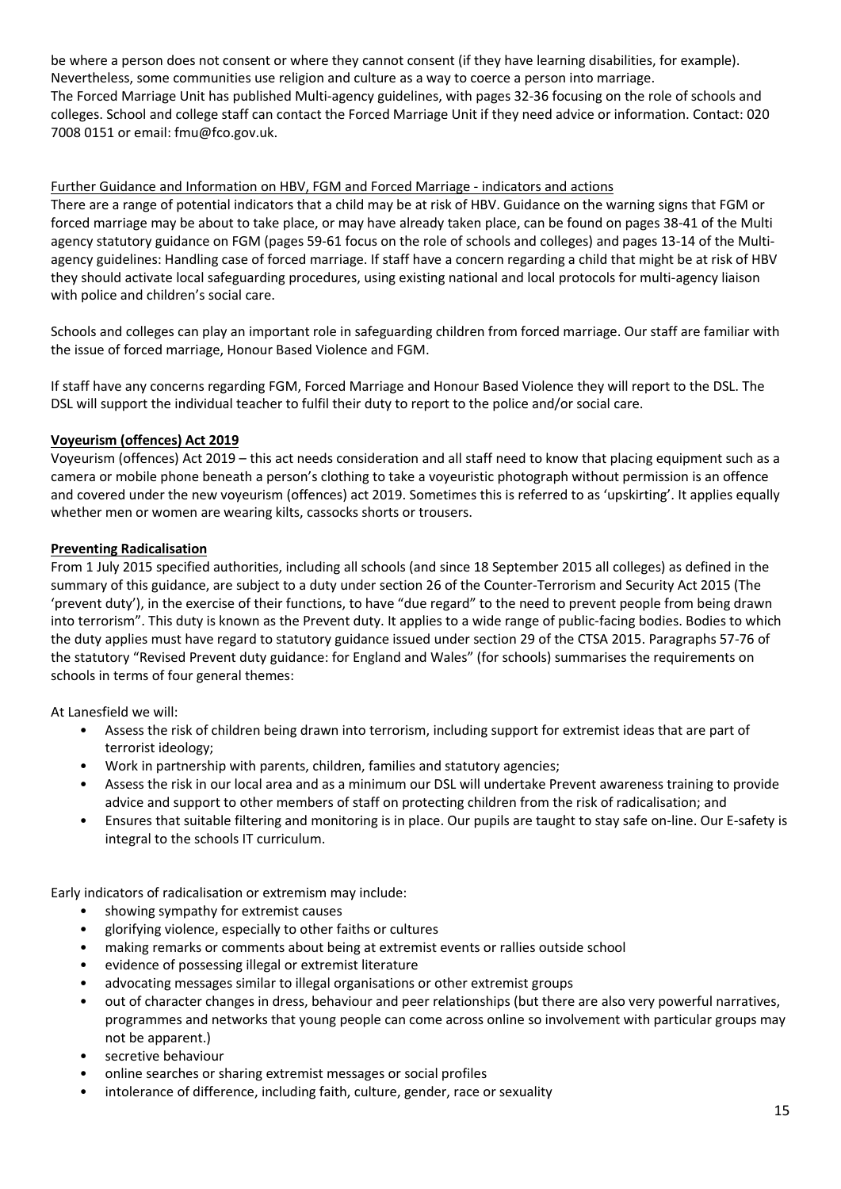be where a person does not consent or where they cannot consent (if they have learning disabilities, for example). Nevertheless, some communities use religion and culture as a way to coerce a person into marriage.
The Forced Marriage Unit has published Multi-agency guidelines, with pages 32-36 focusing on the role of schools and colleges. School and college staff can contact the Forced Marriage Unit if they need advice or information. Contact: 020 7008 0151 or email: fmu@fco.gov.uk.

Further Guidance and Information on HBV, FGM and Forced Marriage - indicators and actions

There are a range of potential indicators that a child may be at risk of HBV. Guidance on the warning signs that FGM or forced marriage may be about to take place, or may have already taken place, can be found on pages 38-41 of the Multi agency statutory guidance on FGM (pages 59-61 focus on the role of schools and colleges) and pages 13-14 of the Multi-agency guidelines: Handling case of forced marriage. If staff have a concern regarding a child that might be at risk of HBV they should activate local safeguarding procedures, using existing national and local protocols for multi-agency liaison with police and children's social care.

Schools and colleges can play an important role in safeguarding children from forced marriage. Our staff are familiar with the issue of forced marriage, Honour Based Violence and FGM.

If staff have any concerns regarding FGM, Forced Marriage and Honour Based Violence they will report to the DSL. The DSL will support the individual teacher to fulfil their duty to report to the police and/or social care.

**Voyeurism (offences) Act 2019**

Voyeurism (offences) Act 2019 – this act needs consideration and all staff need to know that placing equipment such as a camera or mobile phone beneath a person's clothing to take a voyeuristic photograph without permission is an offence and covered under the new voyeurism (offences) act 2019. Sometimes this is referred to as 'upskirting'. It applies equally whether men or women are wearing kilts, cassocks shorts or trousers.

**Preventing Radicalisation**

From 1 July 2015 specified authorities, including all schools (and since 18 September 2015 all colleges) as defined in the summary of this guidance, are subject to a duty under section 26 of the Counter-Terrorism and Security Act 2015 (The 'prevent duty'), in the exercise of their functions, to have "due regard" to the need to prevent people from being drawn into terrorism". This duty is known as the Prevent duty. It applies to a wide range of public-facing bodies. Bodies to which the duty applies must have regard to statutory guidance issued under section 29 of the CTSA 2015. Paragraphs 57-76 of the statutory "Revised Prevent duty guidance: for England and Wales" (for schools) summarises the requirements on schools in terms of four general themes:

At Lanesfield we will:

- Assess the risk of children being drawn into terrorism, including support for extremist ideas that are part of terrorist ideology;
- Work in partnership with parents, children, families and statutory agencies;
- Assess the risk in our local area and as a minimum our DSL will undertake Prevent awareness training to provide advice and support to other members of staff on protecting children from the risk of radicalisation; and
- Ensures that suitable filtering and monitoring is in place. Our pupils are taught to stay safe on-line. Our E-safety is integral to the schools IT curriculum.

Early indicators of radicalisation or extremism may include:

- showing sympathy for extremist causes
- glorifying violence, especially to other faiths or cultures
- making remarks or comments about being at extremist events or rallies outside school
- evidence of possessing illegal or extremist literature
- advocating messages similar to illegal organisations or other extremist groups
- out of character changes in dress, behaviour and peer relationships (but there are also very powerful narratives, programmes and networks that young people can come across online so involvement with particular groups may not be apparent.)
- secretive behaviour
- online searches or sharing extremist messages or social profiles
- intolerance of difference, including faith, culture, gender, race or sexuality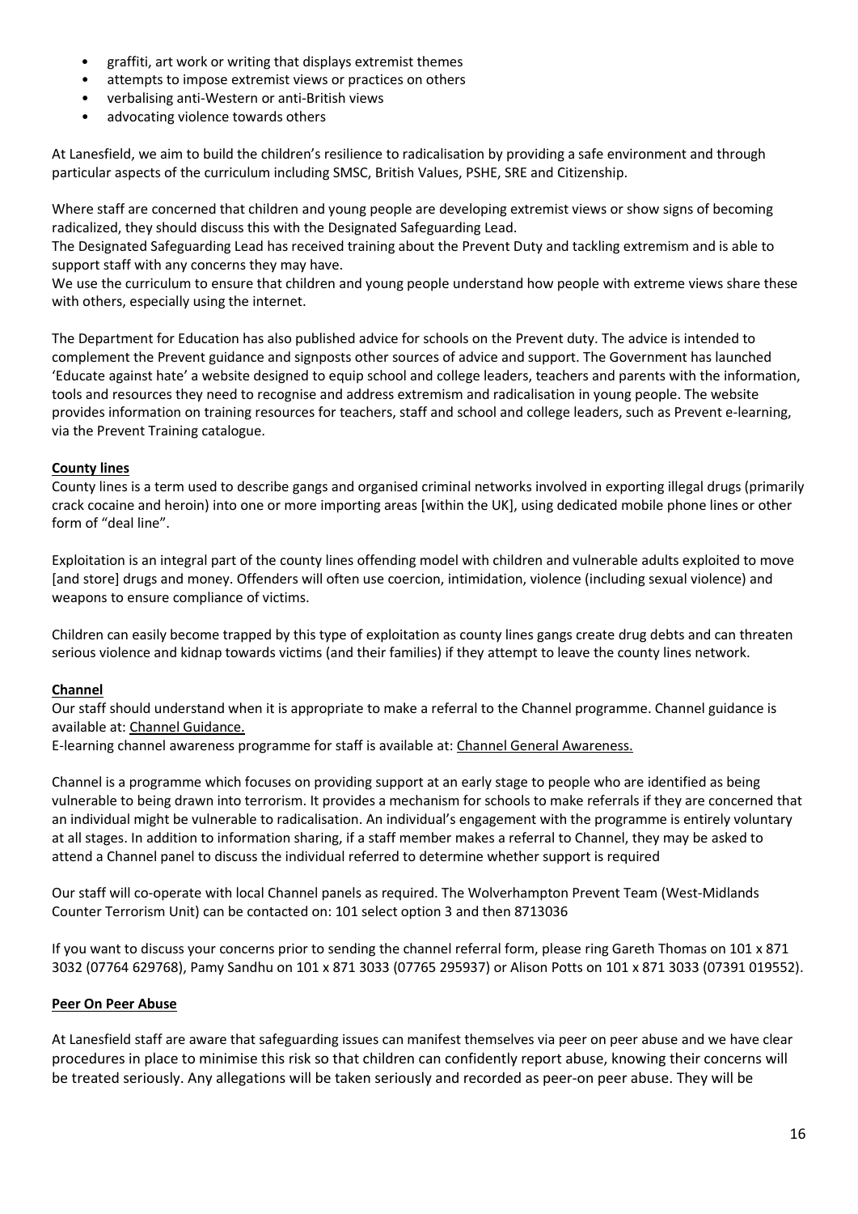- graffiti, art work or writing that displays extremist themes
- attempts to impose extremist views or practices on others
- verbalising anti-Western or anti-British views
- advocating violence towards others

At Lanesfield, we aim to build the children's resilience to radicalisation by providing a safe environment and through particular aspects of the curriculum including SMSC, British Values, PSHE, SRE and Citizenship.

Where staff are concerned that children and young people are developing extremist views or show signs of becoming radicalized, they should discuss this with the Designated Safeguarding Lead.
The Designated Safeguarding Lead has received training about the Prevent Duty and tackling extremism and is able to support staff with any concerns they may have.
We use the curriculum to ensure that children and young people understand how people with extreme views share these with others, especially using the internet.

The Department for Education has also published advice for schools on the Prevent duty. The advice is intended to complement the Prevent guidance and signposts other sources of advice and support. The Government has launched 'Educate against hate' a website designed to equip school and college leaders, teachers and parents with the information, tools and resources they need to recognise and address extremism and radicalisation in young people. The website provides information on training resources for teachers, staff and school and college leaders, such as Prevent e-learning, via the Prevent Training catalogue.

**County lines**

County lines is a term used to describe gangs and organised criminal networks involved in exporting illegal drugs (primarily crack cocaine and heroin) into one or more importing areas [within the UK], using dedicated mobile phone lines or other form of "deal line".

Exploitation is an integral part of the county lines offending model with children and vulnerable adults exploited to move [and store] drugs and money. Offenders will often use coercion, intimidation, violence (including sexual violence) and weapons to ensure compliance of victims.

Children can easily become trapped by this type of exploitation as county lines gangs create drug debts and can threaten serious violence and kidnap towards victims (and their families) if they attempt to leave the county lines network.

**Channel**

Our staff should understand when it is appropriate to make a referral to the Channel programme. Channel guidance is available at: Channel Guidance.
E-learning channel awareness programme for staff is available at: Channel General Awareness.

Channel is a programme which focuses on providing support at an early stage to people who are identified as being vulnerable to being drawn into terrorism. It provides a mechanism for schools to make referrals if they are concerned that an individual might be vulnerable to radicalisation. An individual's engagement with the programme is entirely voluntary at all stages. In addition to information sharing, if a staff member makes a referral to Channel, they may be asked to attend a Channel panel to discuss the individual referred to determine whether support is required

Our staff will co-operate with local Channel panels as required. The Wolverhampton Prevent Team (West-Midlands Counter Terrorism Unit) can be contacted on: 101 select option 3 and then 8713036

If you want to discuss your concerns prior to sending the channel referral form, please ring Gareth Thomas on 101 x 871 3032 (07764 629768), Pamy Sandhu on 101 x 871 3033 (07765 295937) or Alison Potts on 101 x 871 3033 (07391 019552).

**Peer On Peer Abuse**

At Lanesfield staff are aware that safeguarding issues can manifest themselves via peer on peer abuse and we have clear procedures in place to minimise this risk so that children can confidently report abuse, knowing their concerns will be treated seriously. Any allegations will be taken seriously and recorded as peer-on peer abuse. They will be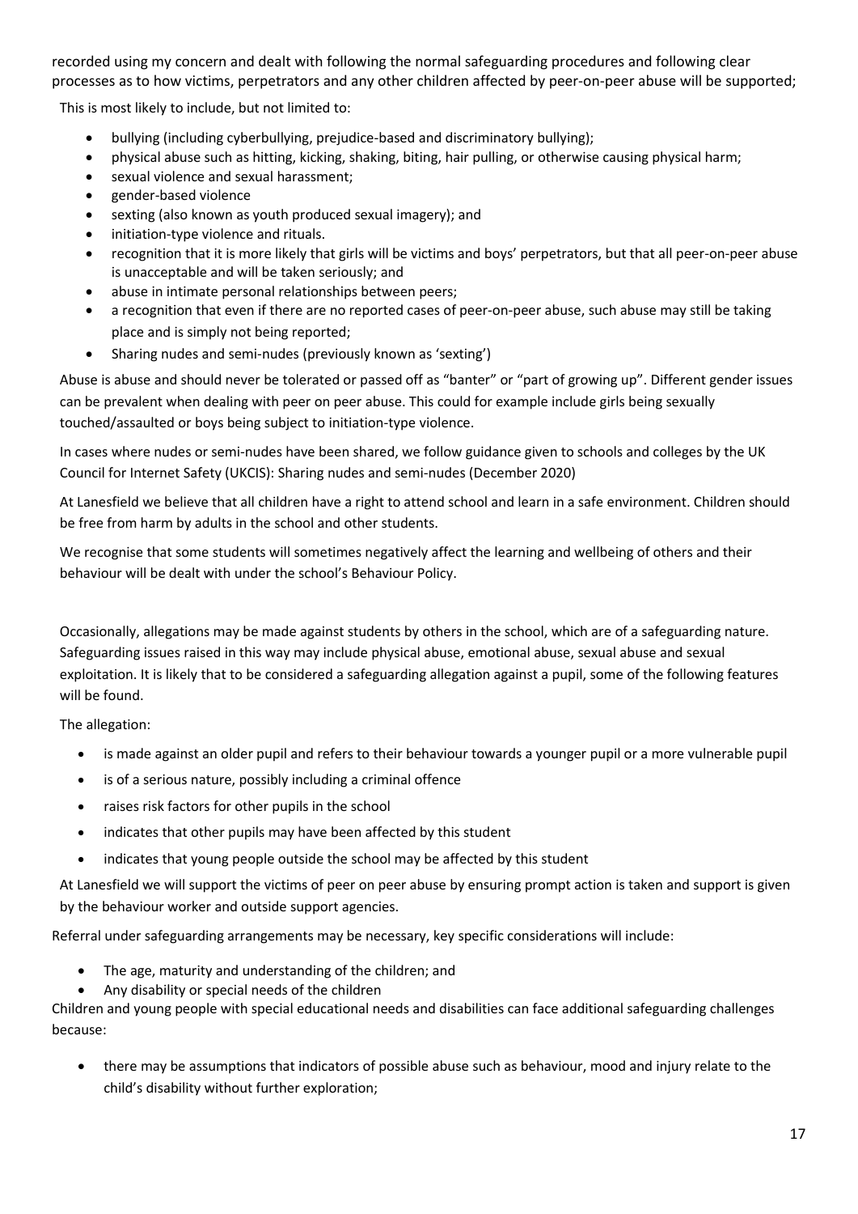recorded using my concern and dealt with following the normal safeguarding procedures and following clear processes as to how victims, perpetrators and any other children affected by peer-on-peer abuse will be supported;

This is most likely to include, but not limited to:

- bullying (including cyberbullying, prejudice-based and discriminatory bullying);
- physical abuse such as hitting, kicking, shaking, biting, hair pulling, or otherwise causing physical harm;
- sexual violence and sexual harassment;
- gender-based violence
- sexting (also known as youth produced sexual imagery); and
- initiation-type violence and rituals.
- recognition that it is more likely that girls will be victims and boys' perpetrators, but that all peer-on-peer abuse is unacceptable and will be taken seriously; and
- abuse in intimate personal relationships between peers;
- a recognition that even if there are no reported cases of peer-on-peer abuse, such abuse may still be taking place and is simply not being reported;
- Sharing nudes and semi-nudes (previously known as 'sexting')

Abuse is abuse and should never be tolerated or passed off as "banter" or "part of growing up". Different gender issues can be prevalent when dealing with peer on peer abuse. This could for example include girls being sexually touched/assaulted or boys being subject to initiation-type violence.

In cases where nudes or semi-nudes have been shared, we follow guidance given to schools and colleges by the UK Council for Internet Safety (UKCIS): Sharing nudes and semi-nudes (December 2020)

At Lanesfield we believe that all children have a right to attend school and learn in a safe environment. Children should be free from harm by adults in the school and other students.

We recognise that some students will sometimes negatively affect the learning and wellbeing of others and their behaviour will be dealt with under the school's Behaviour Policy.

Occasionally, allegations may be made against students by others in the school, which are of a safeguarding nature. Safeguarding issues raised in this way may include physical abuse, emotional abuse, sexual abuse and sexual exploitation. It is likely that to be considered a safeguarding allegation against a pupil, some of the following features will be found.

The allegation:

- is made against an older pupil and refers to their behaviour towards a younger pupil or a more vulnerable pupil
- is of a serious nature, possibly including a criminal offence
- raises risk factors for other pupils in the school
- indicates that other pupils may have been affected by this student
- indicates that young people outside the school may be affected by this student

At Lanesfield we will support the victims of peer on peer abuse by ensuring prompt action is taken and support is given by the behaviour worker and outside support agencies.

Referral under safeguarding arrangements may be necessary, key specific considerations will include:

- The age, maturity and understanding of the children; and
- Any disability or special needs of the children

Children and young people with special educational needs and disabilities can face additional safeguarding challenges because:

- there may be assumptions that indicators of possible abuse such as behaviour, mood and injury relate to the child's disability without further exploration;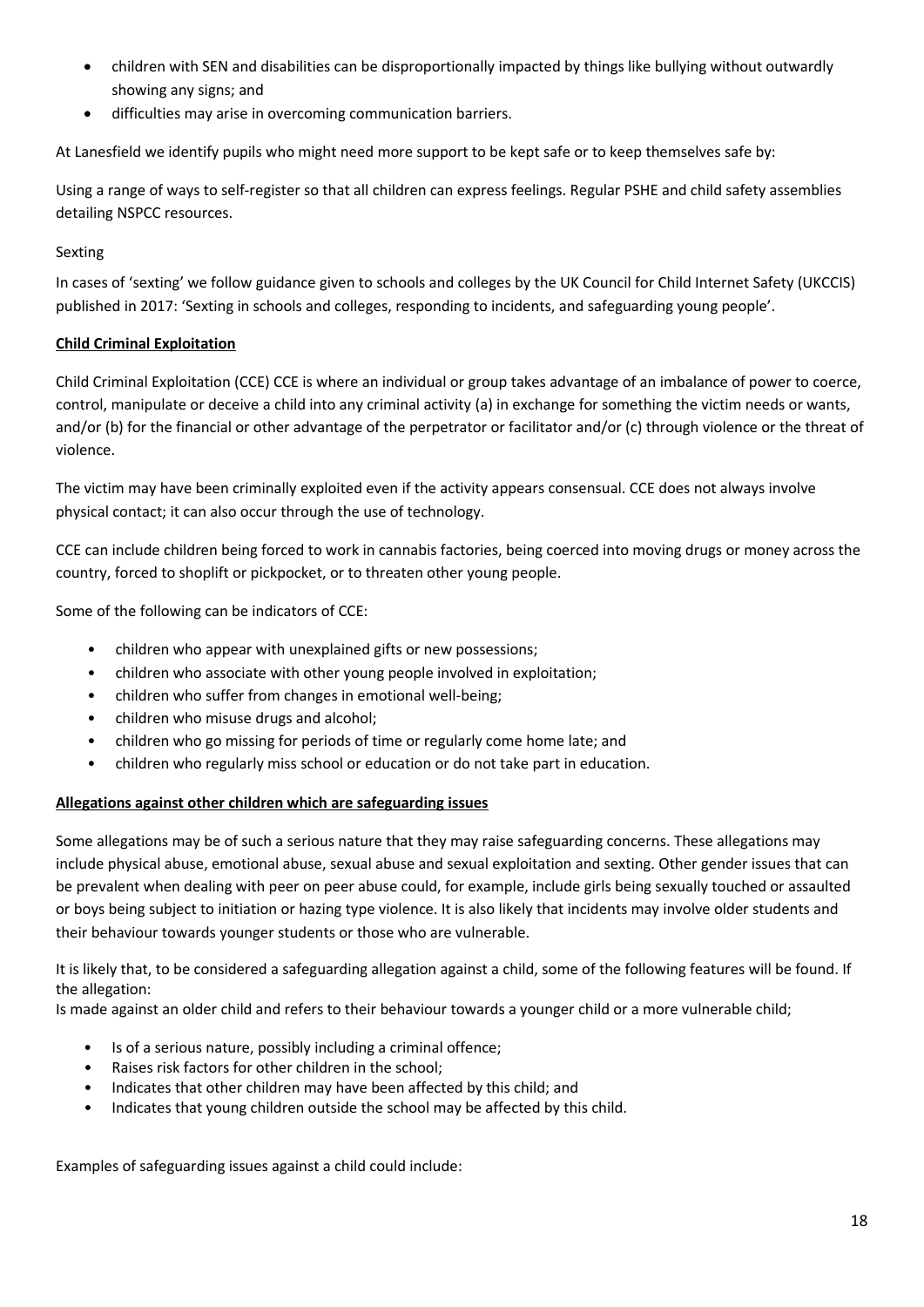- children with SEN and disabilities can be disproportionally impacted by things like bullying without outwardly showing any signs; and
- difficulties may arise in overcoming communication barriers.

At Lanesfield we identify pupils who might need more support to be kept safe or to keep themselves safe by:

Using a range of ways to self-register so that all children can express feelings. Regular PSHE and child safety assemblies detailing NSPCC resources.

Sexting

In cases of 'sexting' we follow guidance given to schools and colleges by the UK Council for Child Internet Safety (UKCCIS) published in 2017: 'Sexting in schools and colleges, responding to incidents, and safeguarding young people'.

**Child Criminal Exploitation**

Child Criminal Exploitation (CCE) CCE is where an individual or group takes advantage of an imbalance of power to coerce, control, manipulate or deceive a child into any criminal activity (a) in exchange for something the victim needs or wants, and/or (b) for the financial or other advantage of the perpetrator or facilitator and/or (c) through violence or the threat of violence.

The victim may have been criminally exploited even if the activity appears consensual. CCE does not always involve physical contact; it can also occur through the use of technology.

CCE can include children being forced to work in cannabis factories, being coerced into moving drugs or money across the country, forced to shoplift or pickpocket, or to threaten other young people.

Some of the following can be indicators of CCE:

- children who appear with unexplained gifts or new possessions;
- children who associate with other young people involved in exploitation;
- children who suffer from changes in emotional well-being;
- children who misuse drugs and alcohol;
- children who go missing for periods of time or regularly come home late; and
- children who regularly miss school or education or do not take part in education.

**Allegations against other children which are safeguarding issues**

Some allegations may be of such a serious nature that they may raise safeguarding concerns. These allegations may include physical abuse, emotional abuse, sexual abuse and sexual exploitation and sexting. Other gender issues that can be prevalent when dealing with peer on peer abuse could, for example, include girls being sexually touched or assaulted or boys being subject to initiation or hazing type violence. It is also likely that incidents may involve older students and their behaviour towards younger students or those who are vulnerable.

It is likely that, to be considered a safeguarding allegation against a child, some of the following features will be found. If the allegation:
Is made against an older child and refers to their behaviour towards a younger child or a more vulnerable child;

- Is of a serious nature, possibly including a criminal offence;
- Raises risk factors for other children in the school;
- Indicates that other children may have been affected by this child; and
- Indicates that young children outside the school may be affected by this child.

Examples of safeguarding issues against a child could include: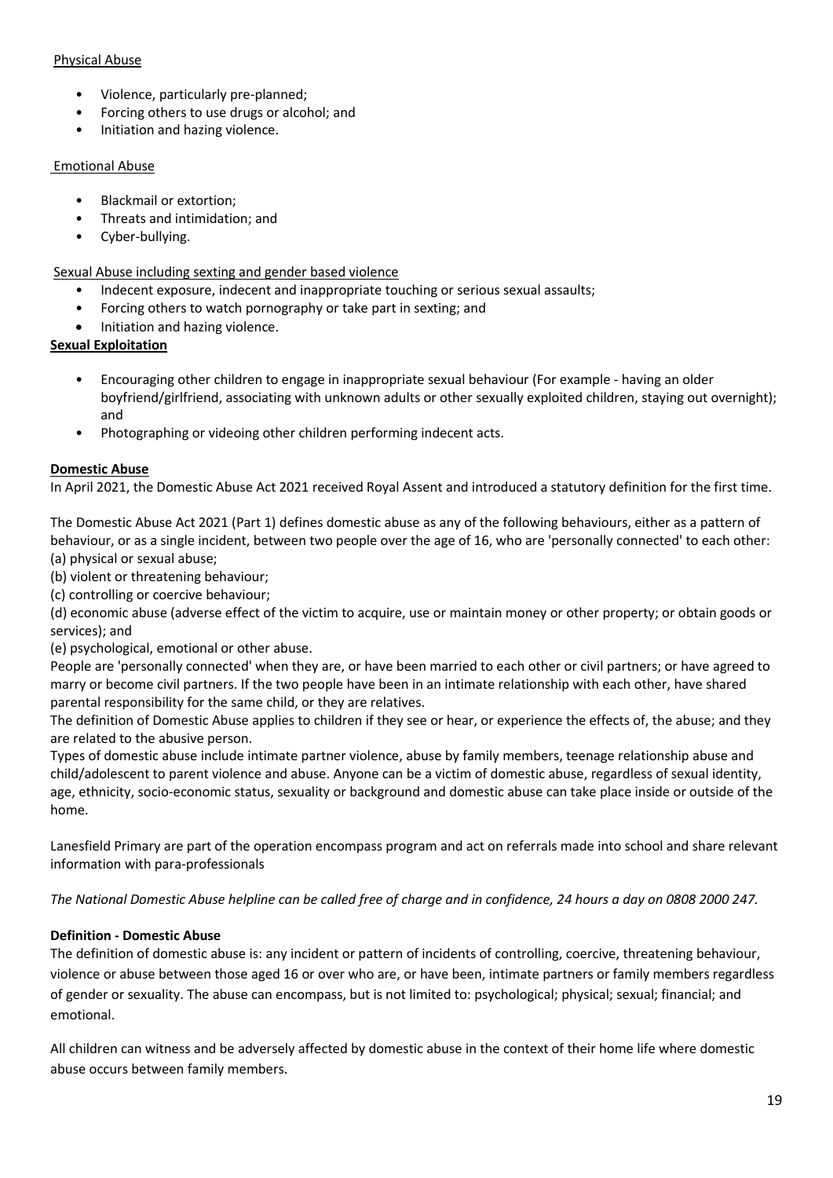Physical Abuse

- Violence, particularly pre-planned;
- Forcing others to use drugs or alcohol; and
- Initiation and hazing violence.

Emotional Abuse

- Blackmail or extortion;
- Threats and intimidation; and
- Cyber-bullying.

Sexual Abuse including sexting and gender based violence

- Indecent exposure, indecent and inappropriate touching or serious sexual assaults;
- Forcing others to watch pornography or take part in sexting; and
- Initiation and hazing violence.

**Sexual Exploitation**

- Encouraging other children to engage in inappropriate sexual behaviour (For example - having an older boyfriend/girlfriend, associating with unknown adults or other sexually exploited children, staying out overnight); and
- Photographing or videoing other children performing indecent acts.

**Domestic Abuse**

In April 2021, the Domestic Abuse Act 2021 received Royal Assent and introduced a statutory definition for the first time.

The Domestic Abuse Act 2021 (Part 1) defines domestic abuse as any of the following behaviours, either as a pattern of behaviour, or as a single incident, between two people over the age of 16, who are 'personally connected' to each other:
(a) physical or sexual abuse;
(b) violent or threatening behaviour;
(c) controlling or coercive behaviour;
(d) economic abuse (adverse effect of the victim to acquire, use or maintain money or other property; or obtain goods or services); and
(e) psychological, emotional or other abuse.
People are 'personally connected' when they are, or have been married to each other or civil partners; or have agreed to marry or become civil partners. If the two people have been in an intimate relationship with each other, have shared parental responsibility for the same child, or they are relatives.
The definition of Domestic Abuse applies to children if they see or hear, or experience the effects of, the abuse; and they are related to the abusive person.
Types of domestic abuse include intimate partner violence, abuse by family members, teenage relationship abuse and child/adolescent to parent violence and abuse. Anyone can be a victim of domestic abuse, regardless of sexual identity, age, ethnicity, socio-economic status, sexuality or background and domestic abuse can take place inside or outside of the home.

Lanesfield Primary are part of the operation encompass program and act on referrals made into school and share relevant information with para-professionals

*The National Domestic Abuse helpline can be called free of charge and in confidence, 24 hours a day on 0808 2000 247.*

**Definition - Domestic Abuse**

The definition of domestic abuse is: any incident or pattern of incidents of controlling, coercive, threatening behaviour, violence or abuse between those aged 16 or over who are, or have been, intimate partners or family members regardless of gender or sexuality. The abuse can encompass, but is not limited to: psychological; physical; sexual; financial; and emotional.

All children can witness and be adversely affected by domestic abuse in the context of their home life where domestic abuse occurs between family members.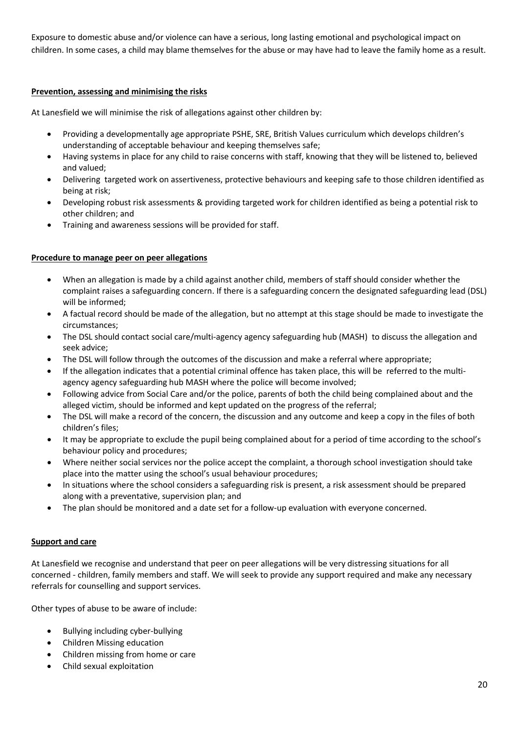Exposure to domestic abuse and/or violence can have a serious, long lasting emotional and psychological impact on children. In some cases, a child may blame themselves for the abuse or may have had to leave the family home as a result.

**Prevention, assessing and minimising the risks**

At Lanesfield we will minimise the risk of allegations against other children by:

- Providing a developmentally age appropriate PSHE, SRE, British Values curriculum which develops children's understanding of acceptable behaviour and keeping themselves safe;
- Having systems in place for any child to raise concerns with staff, knowing that they will be listened to, believed and valued;
- Delivering targeted work on assertiveness, protective behaviours and keeping safe to those children identified as being at risk;
- Developing robust risk assessments & providing targeted work for children identified as being a potential risk to other children; and
- Training and awareness sessions will be provided for staff.

**Procedure to manage peer on peer allegations**

- When an allegation is made by a child against another child, members of staff should consider whether the complaint raises a safeguarding concern. If there is a safeguarding concern the designated safeguarding lead (DSL) will be informed;
- A factual record should be made of the allegation, but no attempt at this stage should be made to investigate the circumstances;
- The DSL should contact social care/multi-agency agency safeguarding hub (MASH) to discuss the allegation and seek advice;
- The DSL will follow through the outcomes of the discussion and make a referral where appropriate;
- If the allegation indicates that a potential criminal offence has taken place, this will be referred to the multi-agency agency safeguarding hub MASH where the police will become involved;
- Following advice from Social Care and/or the police, parents of both the child being complained about and the alleged victim, should be informed and kept updated on the progress of the referral;
- The DSL will make a record of the concern, the discussion and any outcome and keep a copy in the files of both children's files;
- It may be appropriate to exclude the pupil being complained about for a period of time according to the school's behaviour policy and procedures;
- Where neither social services nor the police accept the complaint, a thorough school investigation should take place into the matter using the school's usual behaviour procedures;
- In situations where the school considers a safeguarding risk is present, a risk assessment should be prepared along with a preventative, supervision plan; and
- The plan should be monitored and a date set for a follow-up evaluation with everyone concerned.

**Support and care**

At Lanesfield we recognise and understand that peer on peer allegations will be very distressing situations for all concerned - children, family members and staff. We will seek to provide any support required and make any necessary referrals for counselling and support services.

Other types of abuse to be aware of include:

- Bullying including cyber-bullying
- Children Missing education
- Children missing from home or care
- Child sexual exploitation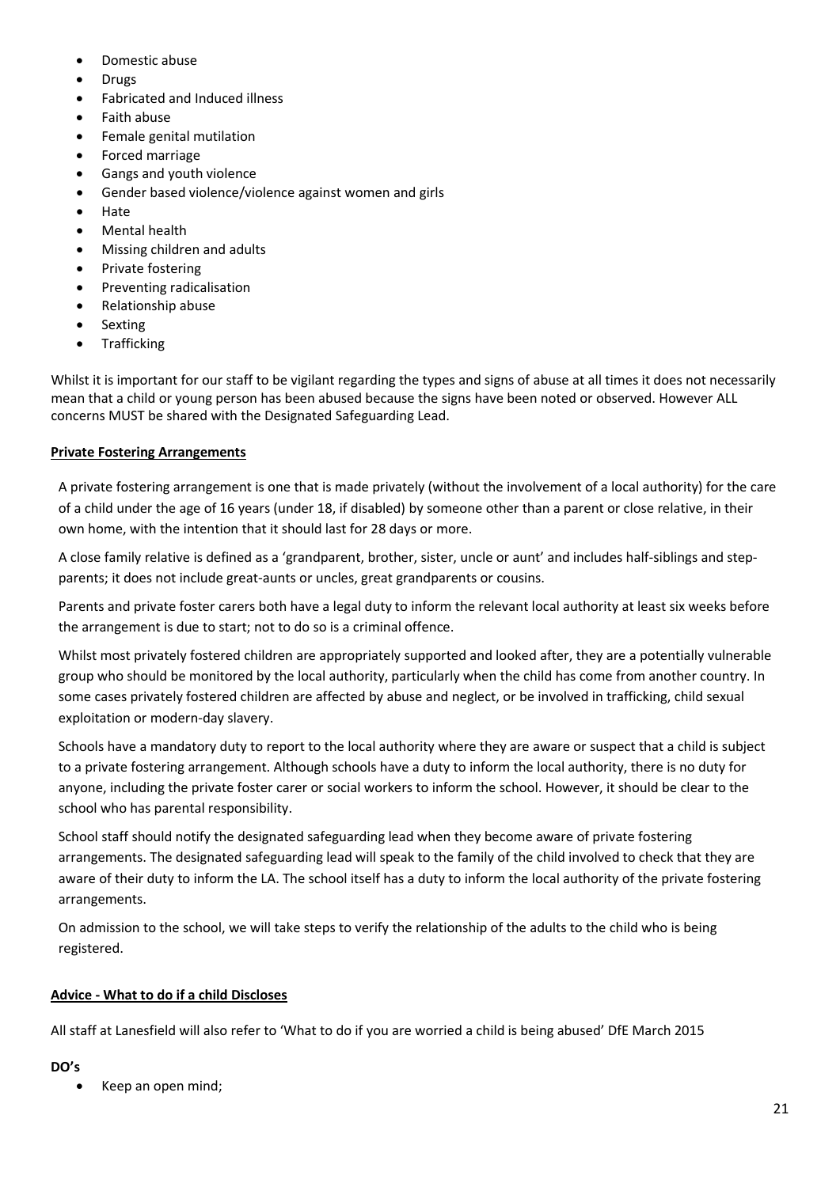- Domestic abuse
- Drugs
- Fabricated and Induced illness
- Faith abuse
- Female genital mutilation
- Forced marriage
- Gangs and youth violence
- Gender based violence/violence against women and girls
- Hate
- Mental health
- Missing children and adults
- Private fostering
- Preventing radicalisation
- Relationship abuse
- Sexting
- Trafficking

Whilst it is important for our staff to be vigilant regarding the types and signs of abuse at all times it does not necessarily mean that a child or young person has been abused because the signs have been noted or observed. However ALL concerns MUST be shared with the Designated Safeguarding Lead.

**Private Fostering Arrangements**

A private fostering arrangement is one that is made privately (without the involvement of a local authority) for the care of a child under the age of 16 years (under 18, if disabled) by someone other than a parent or close relative, in their own home, with the intention that it should last for 28 days or more.

A close family relative is defined as a 'grandparent, brother, sister, uncle or aunt' and includes half-siblings and step-parents; it does not include great-aunts or uncles, great grandparents or cousins.

Parents and private foster carers both have a legal duty to inform the relevant local authority at least six weeks before the arrangement is due to start; not to do so is a criminal offence.

Whilst most privately fostered children are appropriately supported and looked after, they are a potentially vulnerable group who should be monitored by the local authority, particularly when the child has come from another country. In some cases privately fostered children are affected by abuse and neglect, or be involved in trafficking, child sexual exploitation or modern-day slavery.

Schools have a mandatory duty to report to the local authority where they are aware or suspect that a child is subject to a private fostering arrangement. Although schools have a duty to inform the local authority, there is no duty for anyone, including the private foster carer or social workers to inform the school. However, it should be clear to the school who has parental responsibility.

School staff should notify the designated safeguarding lead when they become aware of private fostering arrangements. The designated safeguarding lead will speak to the family of the child involved to check that they are aware of their duty to inform the LA. The school itself has a duty to inform the local authority of the private fostering arrangements.

On admission to the school, we will take steps to verify the relationship of the adults to the child who is being registered.

**Advice - What to do if a child Discloses**

All staff at Lanesfield will also refer to 'What to do if you are worried a child is being abused' DfE March 2015

**DO's**

- Keep an open mind;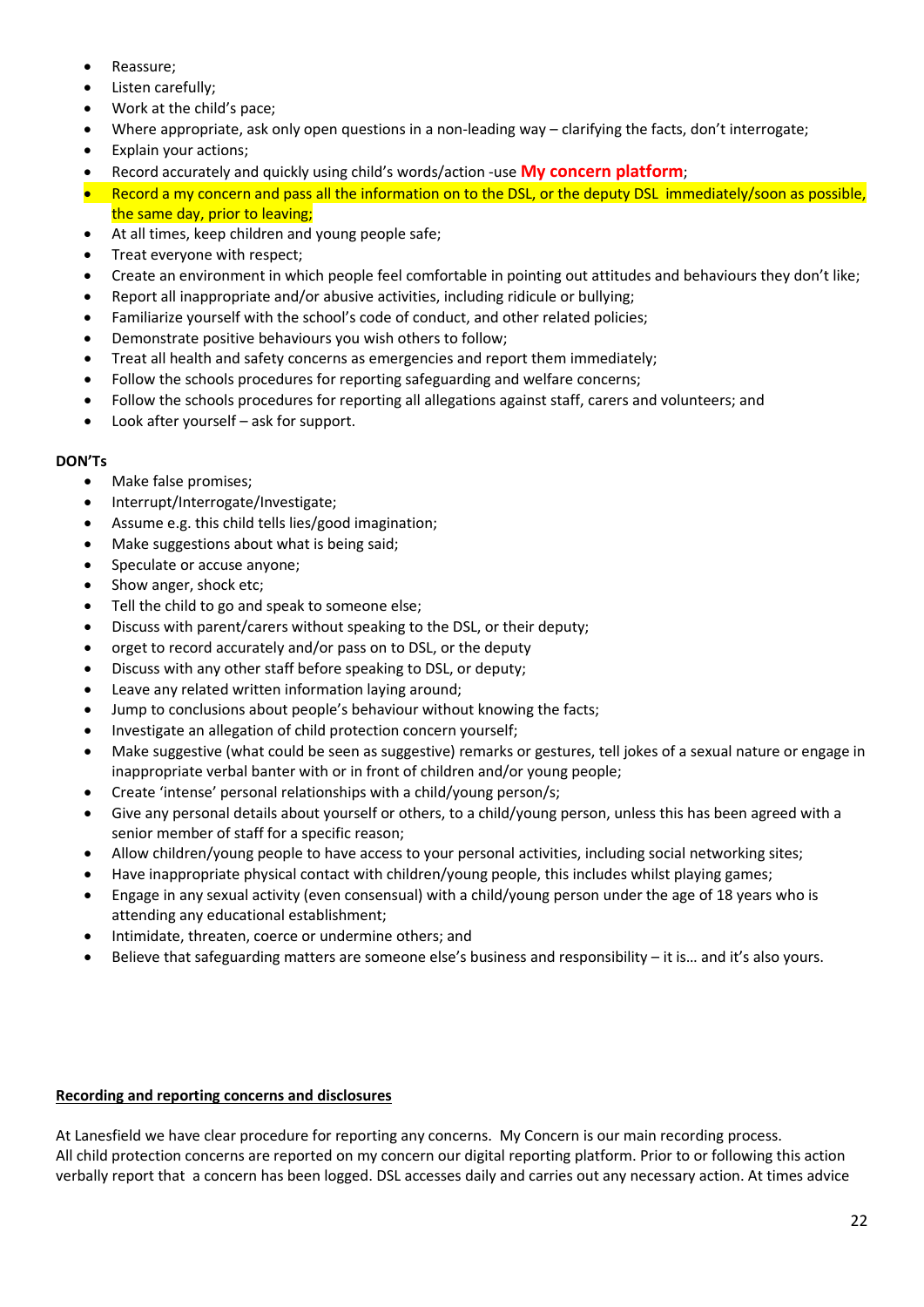- Reassure;
- Listen carefully;
- Work at the child's pace;
- Where appropriate, ask only open questions in a non-leading way – clarifying the facts, don't interrogate;
- Explain your actions;
- Record accurately and quickly using child's words/action -use **My concern platform**;
- Record a my concern and pass all the information on to the DSL, or the deputy DSL immediately/soon as possible, the same day, prior to leaving;
- At all times, keep children and young people safe;
- Treat everyone with respect;
- Create an environment in which people feel comfortable in pointing out attitudes and behaviours they don't like;
- Report all inappropriate and/or abusive activities, including ridicule or bullying;
- Familiarize yourself with the school's code of conduct, and other related policies;
- Demonstrate positive behaviours you wish others to follow;
- Treat all health and safety concerns as emergencies and report them immediately;
- Follow the schools procedures for reporting safeguarding and welfare concerns;
- Follow the schools procedures for reporting all allegations against staff, carers and volunteers; and
- Look after yourself – ask for support.

**DON'Ts**

- Make false promises;
- Interrupt/Interrogate/Investigate;
- Assume e.g. this child tells lies/good imagination;
- Make suggestions about what is being said;
- Speculate or accuse anyone;
- Show anger, shock etc;
- Tell the child to go and speak to someone else;
- Discuss with parent/carers without speaking to the DSL, or their deputy;
- orget to record accurately and/or pass on to DSL, or the deputy
- Discuss with any other staff before speaking to DSL, or deputy;
- Leave any related written information laying around;
- Jump to conclusions about people's behaviour without knowing the facts;
- Investigate an allegation of child protection concern yourself;
- Make suggestive (what could be seen as suggestive) remarks or gestures, tell jokes of a sexual nature or engage in inappropriate verbal banter with or in front of children and/or young people;
- Create 'intense' personal relationships with a child/young person/s;
- Give any personal details about yourself or others, to a child/young person, unless this has been agreed with a senior member of staff for a specific reason;
- Allow children/young people to have access to your personal activities, including social networking sites;
- Have inappropriate physical contact with children/young people, this includes whilst playing games;
- Engage in any sexual activity (even consensual) with a child/young person under the age of 18 years who is attending any educational establishment;
- Intimidate, threaten, coerce or undermine others; and
- Believe that safeguarding matters are someone else's business and responsibility – it is… and it's also yours.

**Recording and reporting concerns and disclosures**

At Lanesfield we have clear procedure for reporting any concerns. My Concern is our main recording process.
All child protection concerns are reported on my concern our digital reporting platform. Prior to or following this action verbally report that a concern has been logged. DSL accesses daily and carries out any necessary action. At times advice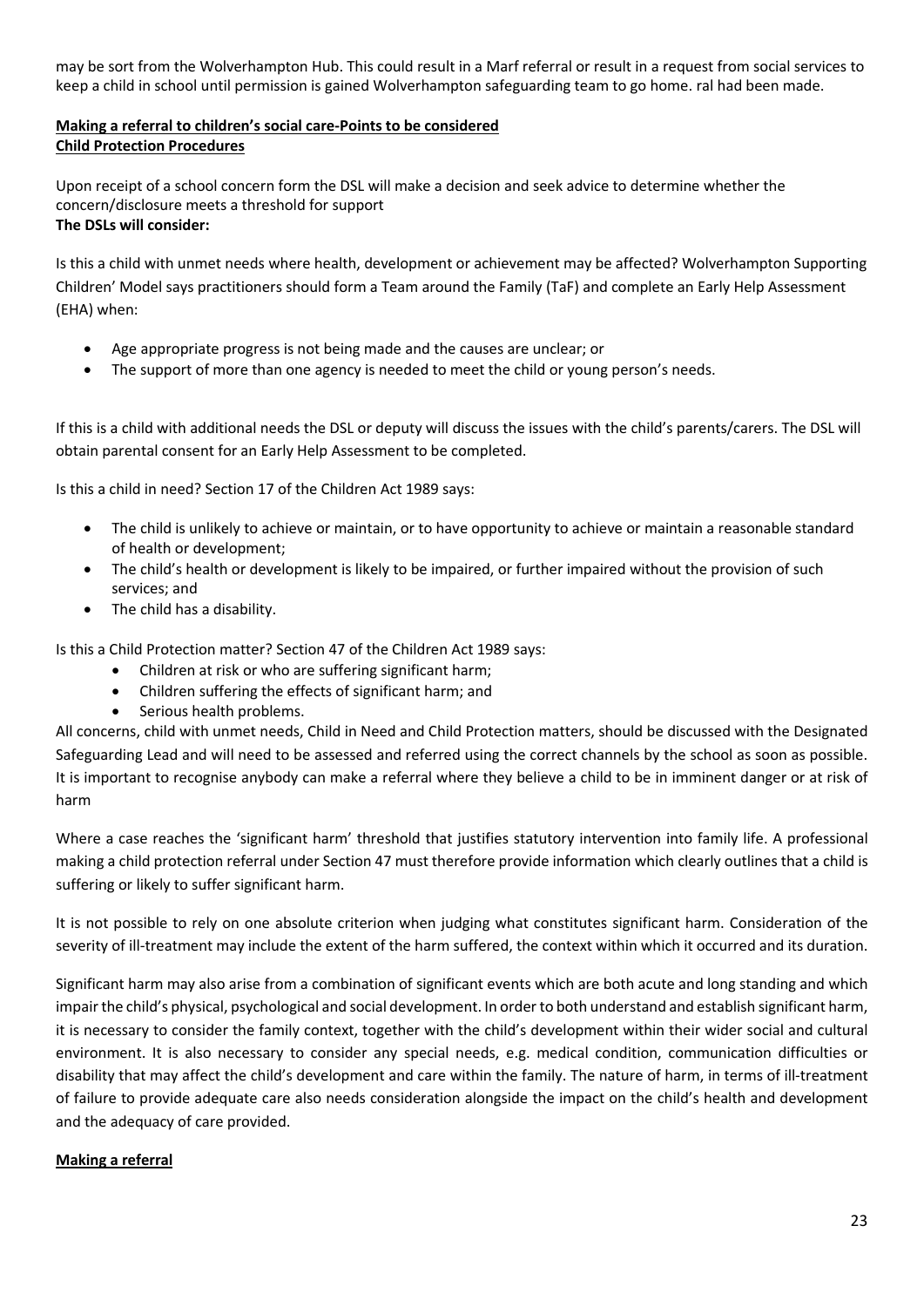may be sort from the Wolverhampton Hub. This could result in a Marf referral or result in a request from social services to keep a child in school until permission is gained Wolverhampton safeguarding team to go home. ral had been made.

**Making a referral to children's social care-Points to be considered**
**Child Protection Procedures**

Upon receipt of a school concern form the DSL will make a decision and seek advice to determine whether the concern/disclosure meets a threshold for support
**The DSLs will consider:**

Is this a child with unmet needs where health, development or achievement may be affected? Wolverhampton Supporting Children' Model says practitioners should form a Team around the Family (TaF) and complete an Early Help Assessment (EHA) when:

- Age appropriate progress is not being made and the causes are unclear; or
- The support of more than one agency is needed to meet the child or young person's needs.

If this is a child with additional needs the DSL or deputy will discuss the issues with the child's parents/carers. The DSL will obtain parental consent for an Early Help Assessment to be completed.

Is this a child in need? Section 17 of the Children Act 1989 says:

- The child is unlikely to achieve or maintain, or to have opportunity to achieve or maintain a reasonable standard of health or development;
- The child's health or development is likely to be impaired, or further impaired without the provision of such services; and
- The child has a disability.

Is this a Child Protection matter? Section 47 of the Children Act 1989 says:

- Children at risk or who are suffering significant harm;
- Children suffering the effects of significant harm; and
- Serious health problems.

All concerns, child with unmet needs, Child in Need and Child Protection matters, should be discussed with the Designated Safeguarding Lead and will need to be assessed and referred using the correct channels by the school as soon as possible. It is important to recognise anybody can make a referral where they believe a child to be in imminent danger or at risk of harm

Where a case reaches the 'significant harm' threshold that justifies statutory intervention into family life. A professional making a child protection referral under Section 47 must therefore provide information which clearly outlines that a child is suffering or likely to suffer significant harm.

It is not possible to rely on one absolute criterion when judging what constitutes significant harm. Consideration of the severity of ill-treatment may include the extent of the harm suffered, the context within which it occurred and its duration.

Significant harm may also arise from a combination of significant events which are both acute and long standing and which impair the child's physical, psychological and social development. In order to both understand and establish significant harm, it is necessary to consider the family context, together with the child's development within their wider social and cultural environment. It is also necessary to consider any special needs, e.g. medical condition, communication difficulties or disability that may affect the child's development and care within the family. The nature of harm, in terms of ill-treatment of failure to provide adequate care also needs consideration alongside the impact on the child's health and development and the adequacy of care provided.

**Making a referral**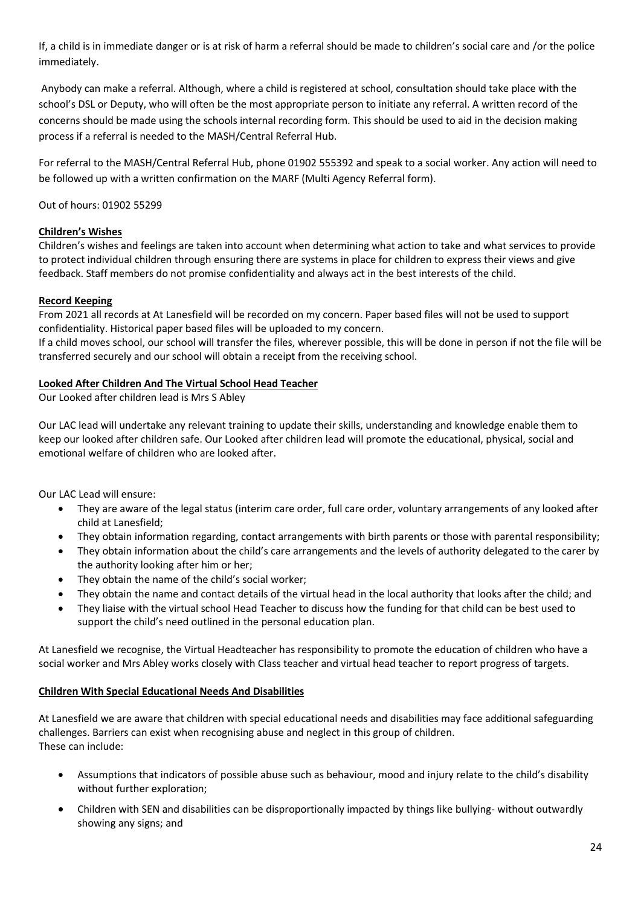If, a child is in immediate danger or is at risk of harm a referral should be made to children's social care and /or the police immediately.

Anybody can make a referral. Although, where a child is registered at school, consultation should take place with the school's DSL or Deputy, who will often be the most appropriate person to initiate any referral. A written record of the concerns should be made using the schools internal recording form. This should be used to aid in the decision making process if a referral is needed to the MASH/Central Referral Hub.

For referral to the MASH/Central Referral Hub, phone 01902 555392 and speak to a social worker. Any action will need to be followed up with a written confirmation on the MARF (Multi Agency Referral form).

Out of hours: 01902 55299

**Children's Wishes**

Children's wishes and feelings are taken into account when determining what action to take and what services to provide to protect individual children through ensuring there are systems in place for children to express their views and give feedback. Staff members do not promise confidentiality and always act in the best interests of the child.

**Record Keeping**

From 2021 all records at At Lanesfield will be recorded on my concern. Paper based files will not be used to support confidentiality. Historical paper based files will be uploaded to my concern.

If a child moves school, our school will transfer the files, wherever possible, this will be done in person if not the file will be transferred securely and our school will obtain a receipt from the receiving school.

**Looked After Children And The Virtual School Head Teacher**

Our Looked after children lead is Mrs S Abley

Our LAC lead will undertake any relevant training to update their skills, understanding and knowledge enable them to keep our looked after children safe. Our Looked after children lead will promote the educational, physical, social and emotional welfare of children who are looked after.

Our LAC Lead will ensure:

- They are aware of the legal status (interim care order, full care order, voluntary arrangements of any looked after child at Lanesfield;
- They obtain information regarding, contact arrangements with birth parents or those with parental responsibility;
- They obtain information about the child's care arrangements and the levels of authority delegated to the carer by the authority looking after him or her;
- They obtain the name of the child's social worker;
- They obtain the name and contact details of the virtual head in the local authority that looks after the child; and
- They liaise with the virtual school Head Teacher to discuss how the funding for that child can be best used to support the child's need outlined in the personal education plan.

At Lanesfield we recognise, the Virtual Headteacher has responsibility to promote the education of children who have a social worker and Mrs Abley works closely with Class teacher and virtual head teacher to report progress of targets.

**Children With Special Educational Needs And Disabilities**

At Lanesfield we are aware that children with special educational needs and disabilities may face additional safeguarding challenges. Barriers can exist when recognising abuse and neglect in this group of children.
These can include:

- Assumptions that indicators of possible abuse such as behaviour, mood and injury relate to the child's disability without further exploration;
- Children with SEN and disabilities can be disproportionally impacted by things like bullying- without outwardly showing any signs; and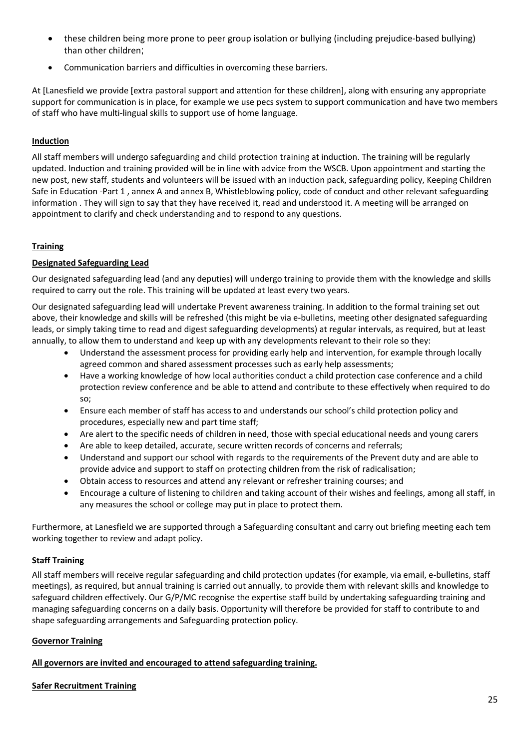- these children being more prone to peer group isolation or bullying (including prejudice-based bullying) than other children;
- Communication barriers and difficulties in overcoming these barriers.

At [Lanesfield we provide [extra pastoral support and attention for these children], along with ensuring any appropriate support for communication is in place, for example we use pecs system to support communication and have two members of staff who have multi-lingual skills to support use of home language.

**Induction**

All staff members will undergo safeguarding and child protection training at induction. The training will be regularly updated. Induction and training provided will be in line with advice from the WSCB. Upon appointment and starting the new post, new staff, students and volunteers will be issued with an induction pack, safeguarding policy, Keeping Children Safe in Education -Part 1 , annex A and annex B, Whistleblowing policy, code of conduct and other relevant safeguarding information . They will sign to say that they have received it, read and understood it. A meeting will be arranged on appointment to clarify and check understanding and to respond to any questions.

**Training**

**Designated Safeguarding Lead**

Our designated safeguarding lead (and any deputies) will undergo training to provide them with the knowledge and skills required to carry out the role. This training will be updated at least every two years.

Our designated safeguarding lead will undertake Prevent awareness training. In addition to the formal training set out above, their knowledge and skills will be refreshed (this might be via e-bulletins, meeting other designated safeguarding leads, or simply taking time to read and digest safeguarding developments) at regular intervals, as required, but at least annually, to allow them to understand and keep up with any developments relevant to their role so they:

- Understand the assessment process for providing early help and intervention, for example through locally agreed common and shared assessment processes such as early help assessments;
- Have a working knowledge of how local authorities conduct a child protection case conference and a child protection review conference and be able to attend and contribute to these effectively when required to do so;
- Ensure each member of staff has access to and understands our school's child protection policy and procedures, especially new and part time staff;
- Are alert to the specific needs of children in need, those with special educational needs and young carers
- Are able to keep detailed, accurate, secure written records of concerns and referrals;
- Understand and support our school with regards to the requirements of the Prevent duty and are able to provide advice and support to staff on protecting children from the risk of radicalisation;
- Obtain access to resources and attend any relevant or refresher training courses; and
- Encourage a culture of listening to children and taking account of their wishes and feelings, among all staff, in any measures the school or college may put in place to protect them.

Furthermore, at Lanesfield we are supported through a Safeguarding consultant and carry out briefing meeting each tem working together to review and adapt policy.

**Staff Training**

All staff members will receive regular safeguarding and child protection updates (for example, via email, e-bulletins, staff meetings), as required, but annual training is carried out annually, to provide them with relevant skills and knowledge to safeguard children effectively. Our G/P/MC recognise the expertise staff build by undertaking safeguarding training and managing safeguarding concerns on a daily basis. Opportunity will therefore be provided for staff to contribute to and shape safeguarding arrangements and Safeguarding protection policy.

**Governor Training**

**All governors are invited and encouraged to attend safeguarding training.**

**Safer Recruitment Training**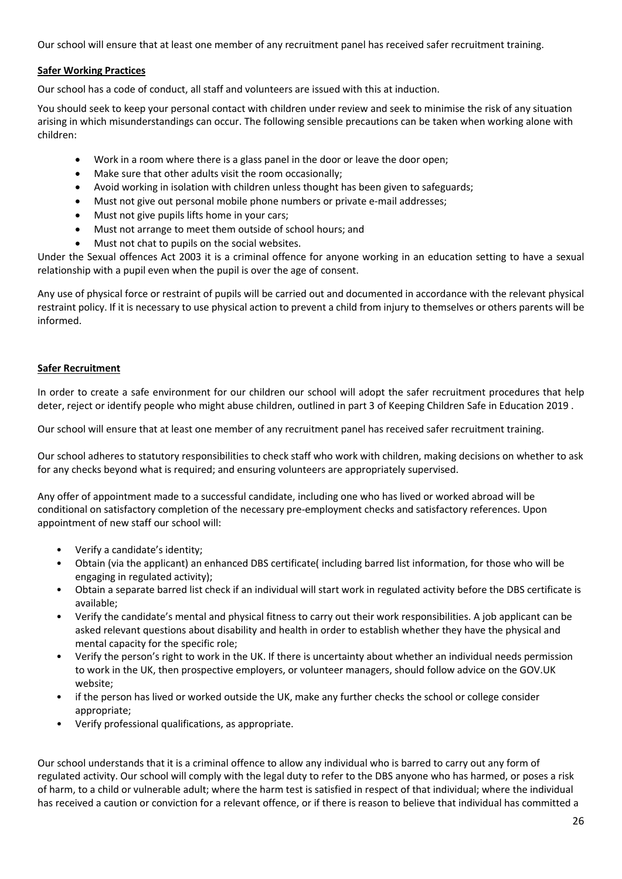Our school will ensure that at least one member of any recruitment panel has received safer recruitment training.

**Safer Working Practices**

Our school has a code of conduct, all staff and volunteers are issued with this at induction.

You should seek to keep your personal contact with children under review and seek to minimise the risk of any situation arising in which misunderstandings can occur. The following sensible precautions can be taken when working alone with children:

- Work in a room where there is a glass panel in the door or leave the door open;
- Make sure that other adults visit the room occasionally;
- Avoid working in isolation with children unless thought has been given to safeguards;
- Must not give out personal mobile phone numbers or private e-mail addresses;
- Must not give pupils lifts home in your cars;
- Must not arrange to meet them outside of school hours; and
- Must not chat to pupils on the social websites.

Under the Sexual offences Act 2003 it is a criminal offence for anyone working in an education setting to have a sexual relationship with a pupil even when the pupil is over the age of consent.

Any use of physical force or restraint of pupils will be carried out and documented in accordance with the relevant physical restraint policy. If it is necessary to use physical action to prevent a child from injury to themselves or others parents will be informed.

**Safer Recruitment**

In order to create a safe environment for our children our school will adopt the safer recruitment procedures that help deter, reject or identify people who might abuse children, outlined in part 3 of Keeping Children Safe in Education 2019 .

Our school will ensure that at least one member of any recruitment panel has received safer recruitment training.

Our school adheres to statutory responsibilities to check staff who work with children, making decisions on whether to ask for any checks beyond what is required; and ensuring volunteers are appropriately supervised.

Any offer of appointment made to a successful candidate, including one who has lived or worked abroad will be conditional on satisfactory completion of the necessary pre-employment checks and satisfactory references. Upon appointment of new staff our school will:

- Verify a candidate's identity;
- Obtain (via the applicant) an enhanced DBS certificate( including barred list information, for those who will be engaging in regulated activity);
- Obtain a separate barred list check if an individual will start work in regulated activity before the DBS certificate is available;
- Verify the candidate's mental and physical fitness to carry out their work responsibilities. A job applicant can be asked relevant questions about disability and health in order to establish whether they have the physical and mental capacity for the specific role;
- Verify the person's right to work in the UK. If there is uncertainty about whether an individual needs permission to work in the UK, then prospective employers, or volunteer managers, should follow advice on the GOV.UK website;
- if the person has lived or worked outside the UK, make any further checks the school or college consider appropriate;
- Verify professional qualifications, as appropriate.

Our school understands that it is a criminal offence to allow any individual who is barred to carry out any form of regulated activity. Our school will comply with the legal duty to refer to the DBS anyone who has harmed, or poses a risk of harm, to a child or vulnerable adult; where the harm test is satisfied in respect of that individual; where the individual has received a caution or conviction for a relevant offence, or if there is reason to believe that individual has committed a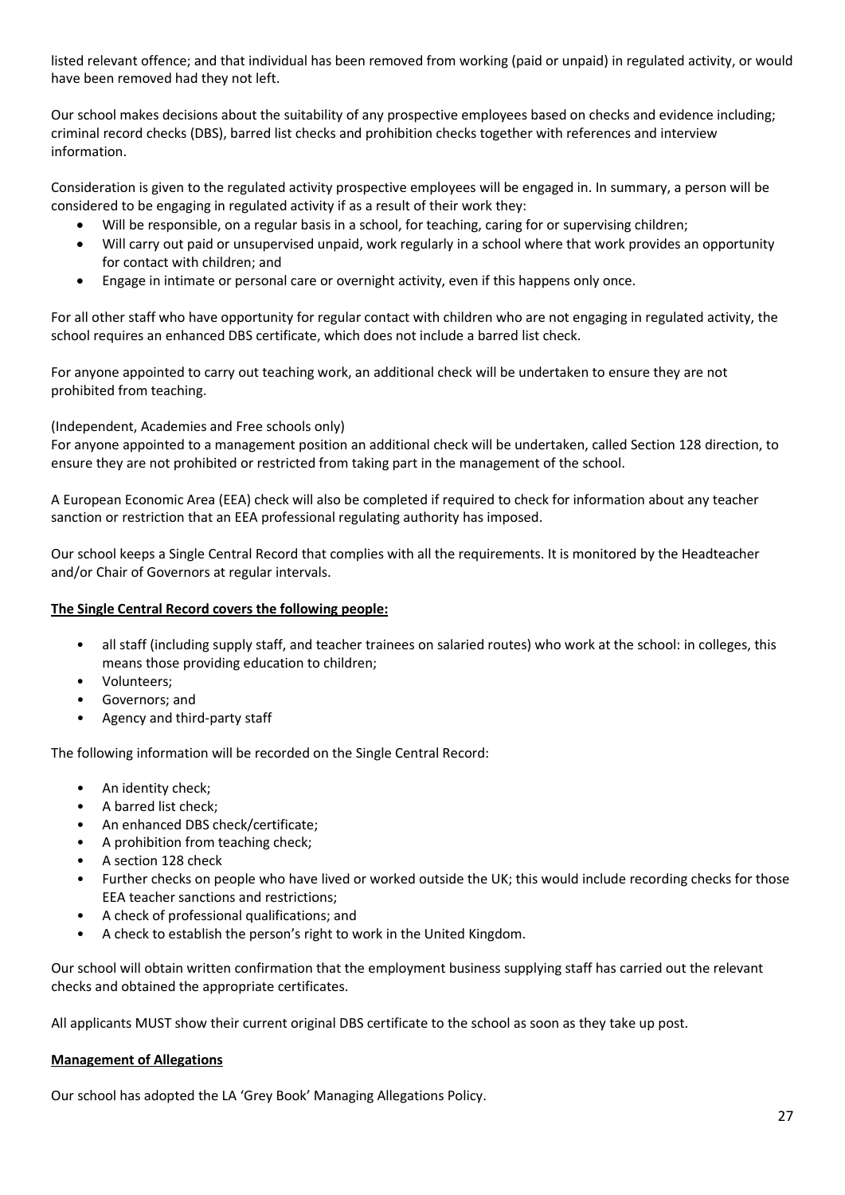listed relevant offence; and that individual has been removed from working (paid or unpaid) in regulated activity, or would have been removed had they not left.

Our school makes decisions about the suitability of any prospective employees based on checks and evidence including; criminal record checks (DBS), barred list checks and prohibition checks together with references and interview information.

Consideration is given to the regulated activity prospective employees will be engaged in. In summary, a person will be considered to be engaging in regulated activity if as a result of their work they:

- Will be responsible, on a regular basis in a school, for teaching, caring for or supervising children;
- Will carry out paid or unsupervised unpaid, work regularly in a school where that work provides an opportunity for contact with children; and
- Engage in intimate or personal care or overnight activity, even if this happens only once.

For all other staff who have opportunity for regular contact with children who are not engaging in regulated activity, the school requires an enhanced DBS certificate, which does not include a barred list check.

For anyone appointed to carry out teaching work, an additional check will be undertaken to ensure they are not prohibited from teaching.

(Independent, Academies and Free schools only)
For anyone appointed to a management position an additional check will be undertaken, called Section 128 direction, to ensure they are not prohibited or restricted from taking part in the management of the school.

A European Economic Area (EEA) check will also be completed if required to check for information about any teacher sanction or restriction that an EEA professional regulating authority has imposed.

Our school keeps a Single Central Record that complies with all the requirements. It is monitored by the Headteacher and/or Chair of Governors at regular intervals.

**The Single Central Record covers the following people:**

- all staff (including supply staff, and teacher trainees on salaried routes) who work at the school: in colleges, this means those providing education to children;
- Volunteers;
- Governors; and
- Agency and third-party staff

The following information will be recorded on the Single Central Record:

- An identity check;
- A barred list check;
- An enhanced DBS check/certificate;
- A prohibition from teaching check;
- A section 128 check
- Further checks on people who have lived or worked outside the UK; this would include recording checks for those EEA teacher sanctions and restrictions;
- A check of professional qualifications; and
- A check to establish the person's right to work in the United Kingdom.

Our school will obtain written confirmation that the employment business supplying staff has carried out the relevant checks and obtained the appropriate certificates.

All applicants MUST show their current original DBS certificate to the school as soon as they take up post.

**Management of Allegations**

Our school has adopted the LA 'Grey Book' Managing Allegations Policy.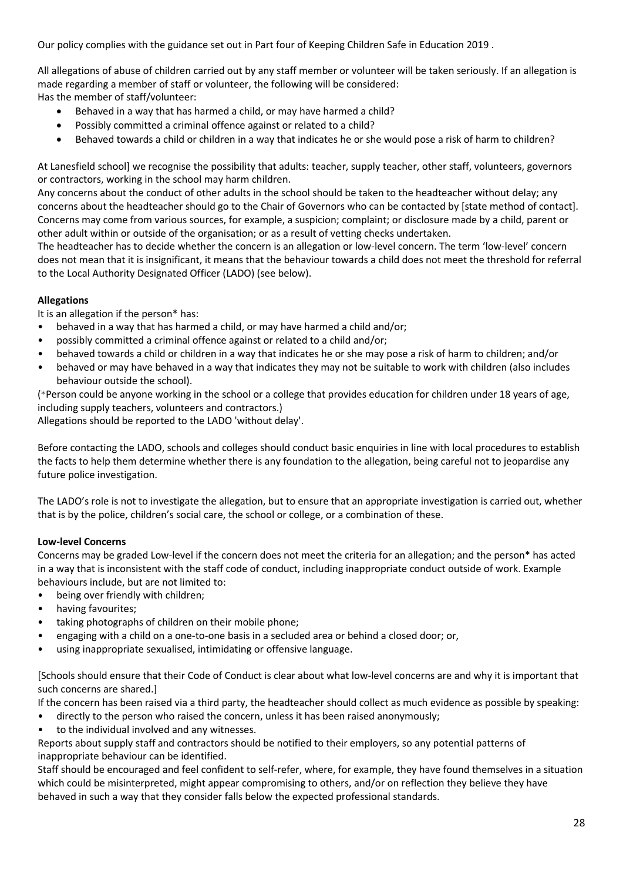Our policy complies with the guidance set out in Part four of Keeping Children Safe in Education 2019 .

All allegations of abuse of children carried out by any staff member or volunteer will be taken seriously. If an allegation is made regarding a member of staff or volunteer, the following will be considered:
Has the member of staff/volunteer:

- Behaved in a way that has harmed a child, or may have harmed a child?
- Possibly committed a criminal offence against or related to a child?
- Behaved towards a child or children in a way that indicates he or she would pose a risk of harm to children?

At Lanesfield school] we recognise the possibility that adults: teacher, supply teacher, other staff, volunteers, governors or contractors, working in the school may harm children.
Any concerns about the conduct of other adults in the school should be taken to the headteacher without delay; any concerns about the headteacher should go to the Chair of Governors who can be contacted by [state method of contact].
Concerns may come from various sources, for example, a suspicion; complaint; or disclosure made by a child, parent or other adult within or outside of the organisation; or as a result of vetting checks undertaken.
The headteacher has to decide whether the concern is an allegation or low-level concern. The term 'low-level' concern does not mean that it is insignificant, it means that the behaviour towards a child does not meet the threshold for referral to the Local Authority Designated Officer (LADO) (see below).

**Allegations**

It is an allegation if the person* has:

- behaved in a way that has harmed a child, or may have harmed a child and/or;
- possibly committed a criminal offence against or related to a child and/or;
- behaved towards a child or children in a way that indicates he or she may pose a risk of harm to children; and/or
- behaved or may have behaved in a way that indicates they may not be suitable to work with children (also includes behaviour outside the school).

(*Person could be anyone working in the school or a college that provides education for children under 18 years of age, including supply teachers, volunteers and contractors.)
Allegations should be reported to the LADO 'without delay'.

Before contacting the LADO, schools and colleges should conduct basic enquiries in line with local procedures to establish the facts to help them determine whether there is any foundation to the allegation, being careful not to jeopardise any future police investigation.

The LADO's role is not to investigate the allegation, but to ensure that an appropriate investigation is carried out, whether that is by the police, children's social care, the school or college, or a combination of these.

**Low-level Concerns**

Concerns may be graded Low-level if the concern does not meet the criteria for an allegation; and the person* has acted in a way that is inconsistent with the staff code of conduct, including inappropriate conduct outside of work. Example behaviours include, but are not limited to:

- being over friendly with children;
- having favourites;
- taking photographs of children on their mobile phone;
- engaging with a child on a one-to-one basis in a secluded area or behind a closed door; or,
- using inappropriate sexualised, intimidating or offensive language.

[Schools should ensure that their Code of Conduct is clear about what low-level concerns are and why it is important that such concerns are shared.]
If the concern has been raised via a third party, the headteacher should collect as much evidence as possible by speaking:

- directly to the person who raised the concern, unless it has been raised anonymously;
- to the individual involved and any witnesses.

Reports about supply staff and contractors should be notified to their employers, so any potential patterns of inappropriate behaviour can be identified.
Staff should be encouraged and feel confident to self-refer, where, for example, they have found themselves in a situation which could be misinterpreted, might appear compromising to others, and/or on reflection they believe they have behaved in such a way that they consider falls below the expected professional standards.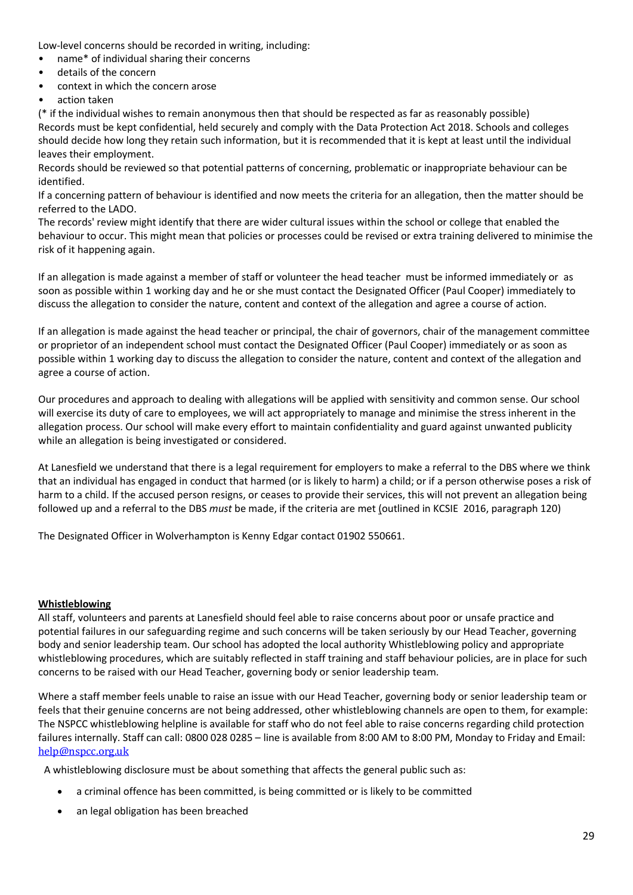Low-level concerns should be recorded in writing, including:

- name* of individual sharing their concerns
- details of the concern
- context in which the concern arose
- action taken

(* if the individual wishes to remain anonymous then that should be respected as far as reasonably possible)
Records must be kept confidential, held securely and comply with the Data Protection Act 2018. Schools and colleges should decide how long they retain such information, but it is recommended that it is kept at least until the individual leaves their employment.
Records should be reviewed so that potential patterns of concerning, problematic or inappropriate behaviour can be identified.
If a concerning pattern of behaviour is identified and now meets the criteria for an allegation, then the matter should be referred to the LADO.
The records' review might identify that there are wider cultural issues within the school or college that enabled the behaviour to occur. This might mean that policies or processes could be revised or extra training delivered to minimise the risk of it happening again.

If an allegation is made against a member of staff or volunteer the head teacher must be informed immediately or as soon as possible within 1 working day and he or she must contact the Designated Officer (Paul Cooper) immediately to discuss the allegation to consider the nature, content and context of the allegation and agree a course of action.

If an allegation is made against the head teacher or principal, the chair of governors, chair of the management committee or proprietor of an independent school must contact the Designated Officer (Paul Cooper) immediately or as soon as possible within 1 working day to discuss the allegation to consider the nature, content and context of the allegation and agree a course of action.

Our procedures and approach to dealing with allegations will be applied with sensitivity and common sense. Our school will exercise its duty of care to employees, we will act appropriately to manage and minimise the stress inherent in the allegation process. Our school will make every effort to maintain confidentiality and guard against unwanted publicity while an allegation is being investigated or considered.

At Lanesfield we understand that there is a legal requirement for employers to make a referral to the DBS where we think that an individual has engaged in conduct that harmed (or is likely to harm) a child; or if a person otherwise poses a risk of harm to a child. If the accused person resigns, or ceases to provide their services, this will not prevent an allegation being followed up and a referral to the DBS *must* be made, if the criteria are met (outlined in KCSIE 2016, paragraph 120)

The Designated Officer in Wolverhampton is Kenny Edgar contact 01902 550661.

**Whistleblowing**

All staff, volunteers and parents at Lanesfield should feel able to raise concerns about poor or unsafe practice and potential failures in our safeguarding regime and such concerns will be taken seriously by our Head Teacher, governing body and senior leadership team. Our school has adopted the local authority Whistleblowing policy and appropriate whistleblowing procedures, which are suitably reflected in staff training and staff behaviour policies, are in place for such concerns to be raised with our Head Teacher, governing body or senior leadership team.

Where a staff member feels unable to raise an issue with our Head Teacher, governing body or senior leadership team or feels that their genuine concerns are not being addressed, other whistleblowing channels are open to them, for example: The NSPCC whistleblowing helpline is available for staff who do not feel able to raise concerns regarding child protection failures internally. Staff can call: 0800 028 0285 – line is available from 8:00 AM to 8:00 PM, Monday to Friday and Email: help@nspcc.org.uk

A whistleblowing disclosure must be about something that affects the general public such as:

- a criminal offence has been committed, is being committed or is likely to be committed
- an legal obligation has been breached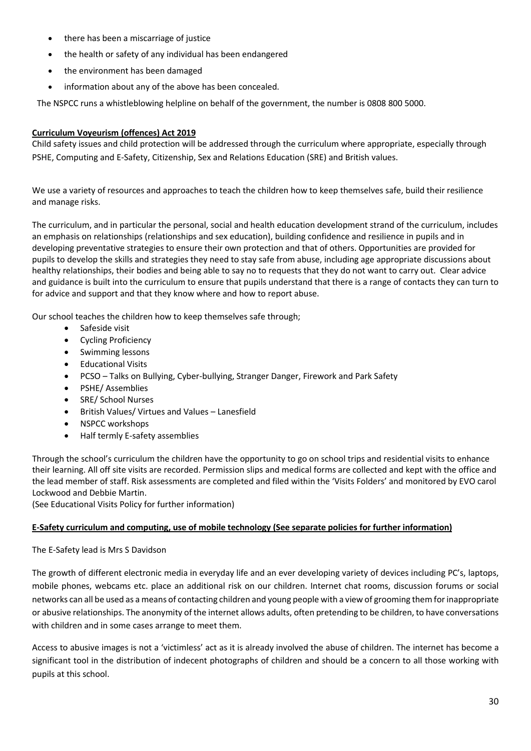- there has been a miscarriage of justice
- the health or safety of any individual has been endangered
- the environment has been damaged
- information about any of the above has been concealed.

The NSPCC runs a whistleblowing helpline on behalf of the government, the number is 0808 800 5000.

**Curriculum Voyeurism (offences) Act 2019**

Child safety issues and child protection will be addressed through the curriculum where appropriate, especially through PSHE, Computing and E-Safety, Citizenship, Sex and Relations Education (SRE) and British values.

We use a variety of resources and approaches to teach the children how to keep themselves safe, build their resilience and manage risks.

The curriculum, and in particular the personal, social and health education development strand of the curriculum, includes an emphasis on relationships (relationships and sex education), building confidence and resilience in pupils and in developing preventative strategies to ensure their own protection and that of others. Opportunities are provided for pupils to develop the skills and strategies they need to stay safe from abuse, including age appropriate discussions about healthy relationships, their bodies and being able to say no to requests that they do not want to carry out. Clear advice and guidance is built into the curriculum to ensure that pupils understand that there is a range of contacts they can turn to for advice and support and that they know where and how to report abuse.

Our school teaches the children how to keep themselves safe through;

- Safeside visit
- Cycling Proficiency
- Swimming lessons
- Educational Visits
- PCSO – Talks on Bullying, Cyber-bullying, Stranger Danger, Firework and Park Safety
- PSHE/ Assemblies
- SRE/ School Nurses
- British Values/ Virtues and Values – Lanesfield
- NSPCC workshops
- Half termly E-safety assemblies

Through the school's curriculum the children have the opportunity to go on school trips and residential visits to enhance their learning. All off site visits are recorded. Permission slips and medical forms are collected and kept with the office and the lead member of staff. Risk assessments are completed and filed within the 'Visits Folders' and monitored by EVO carol Lockwood and Debbie Martin.
(See Educational Visits Policy for further information)

**E-Safety curriculum and computing, use of mobile technology (See separate policies for further information)**

The E-Safety lead is Mrs S Davidson

The growth of different electronic media in everyday life and an ever developing variety of devices including PC's, laptops, mobile phones, webcams etc. place an additional risk on our children. Internet chat rooms, discussion forums or social networks can all be used as a means of contacting children and young people with a view of grooming them for inappropriate or abusive relationships. The anonymity of the internet allows adults, often pretending to be children, to have conversations with children and in some cases arrange to meet them.

Access to abusive images is not a 'victimless' act as it is already involved the abuse of children. The internet has become a significant tool in the distribution of indecent photographs of children and should be a concern to all those working with pupils at this school.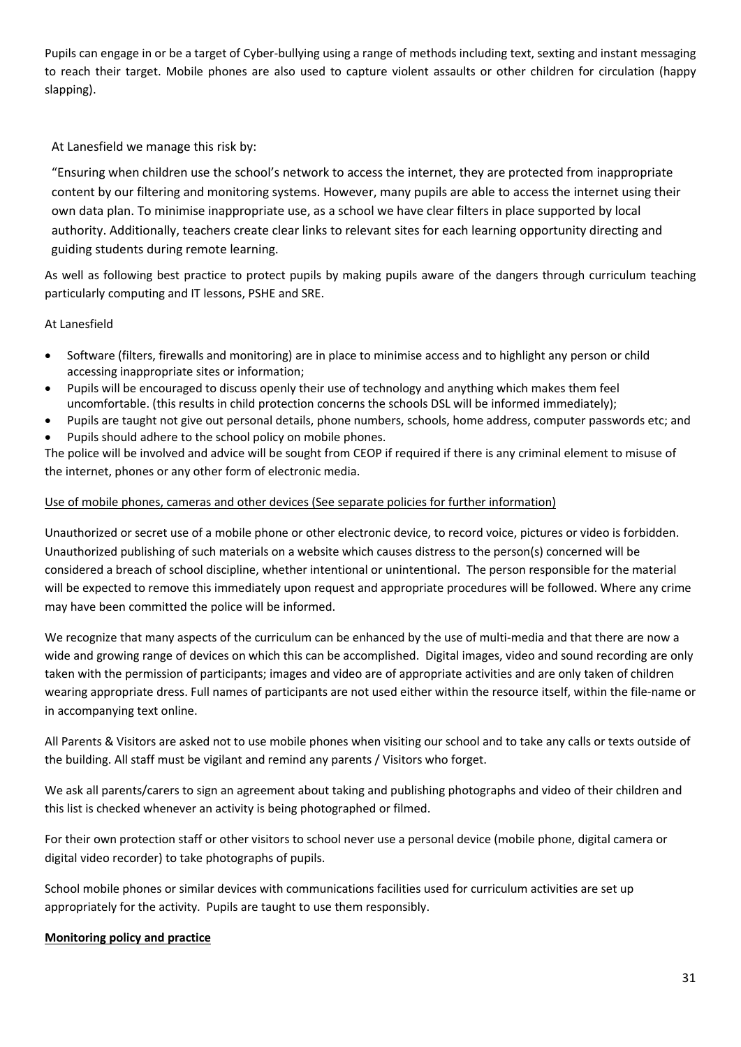Pupils can engage in or be a target of Cyber-bullying using a range of methods including text, sexting and instant messaging to reach their target. Mobile phones are also used to capture violent assaults or other children for circulation (happy slapping).

At Lanesfield we manage this risk by:

"Ensuring when children use the school's network to access the internet, they are protected from inappropriate content by our filtering and monitoring systems. However, many pupils are able to access the internet using their own data plan. To minimise inappropriate use, as a school we have clear filters in place supported by local authority. Additionally, teachers create clear links to relevant sites for each learning opportunity directing and guiding students during remote learning.

As well as following best practice to protect pupils by making pupils aware of the dangers through curriculum teaching particularly computing and IT lessons, PSHE and SRE.

At Lanesfield

- Software (filters, firewalls and monitoring) are in place to minimise access and to highlight any person or child accessing inappropriate sites or information;
- Pupils will be encouraged to discuss openly their use of technology and anything which makes them feel uncomfortable. (this results in child protection concerns the schools DSL will be informed immediately);
- Pupils are taught not give out personal details, phone numbers, schools, home address, computer passwords etc; and
- Pupils should adhere to the school policy on mobile phones.

The police will be involved and advice will be sought from CEOP if required if there is any criminal element to misuse of the internet, phones or any other form of electronic media.

Use of mobile phones, cameras and other devices (See separate policies for further information)

Unauthorized or secret use of a mobile phone or other electronic device, to record voice, pictures or video is forbidden. Unauthorized publishing of such materials on a website which causes distress to the person(s) concerned will be considered a breach of school discipline, whether intentional or unintentional. The person responsible for the material will be expected to remove this immediately upon request and appropriate procedures will be followed. Where any crime may have been committed the police will be informed.

We recognize that many aspects of the curriculum can be enhanced by the use of multi-media and that there are now a wide and growing range of devices on which this can be accomplished. Digital images, video and sound recording are only taken with the permission of participants; images and video are of appropriate activities and are only taken of children wearing appropriate dress. Full names of participants are not used either within the resource itself, within the file-name or in accompanying text online.

All Parents & Visitors are asked not to use mobile phones when visiting our school and to take any calls or texts outside of the building. All staff must be vigilant and remind any parents / Visitors who forget.

We ask all parents/carers to sign an agreement about taking and publishing photographs and video of their children and this list is checked whenever an activity is being photographed or filmed.

For their own protection staff or other visitors to school never use a personal device (mobile phone, digital camera or digital video recorder) to take photographs of pupils.

School mobile phones or similar devices with communications facilities used for curriculum activities are set up appropriately for the activity. Pupils are taught to use them responsibly.

**Monitoring policy and practice**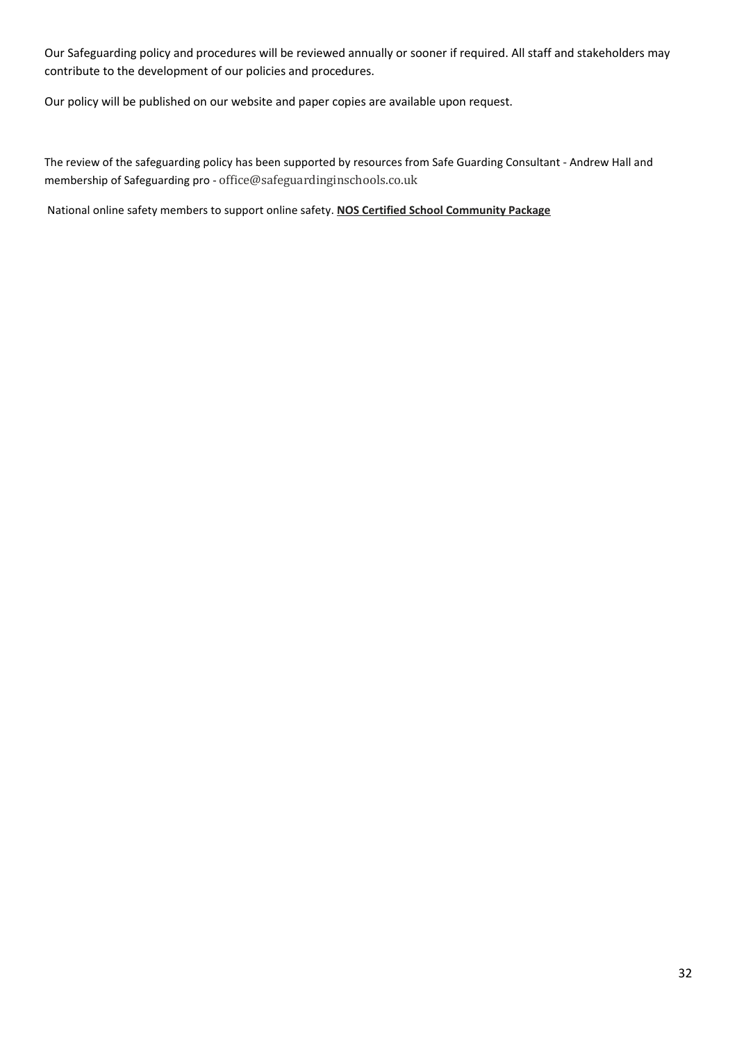Our Safeguarding policy and procedures will be reviewed annually or sooner if required. All staff and stakeholders may contribute to the development of our policies and procedures.

Our policy will be published on our website and paper copies are available upon request.

The review of the safeguarding policy has been supported by resources from Safe Guarding Consultant - Andrew Hall and membership of Safeguarding pro - office@safeguardinginschools.co.uk

National online safety members to support online safety. **NOS Certified School Community Package**